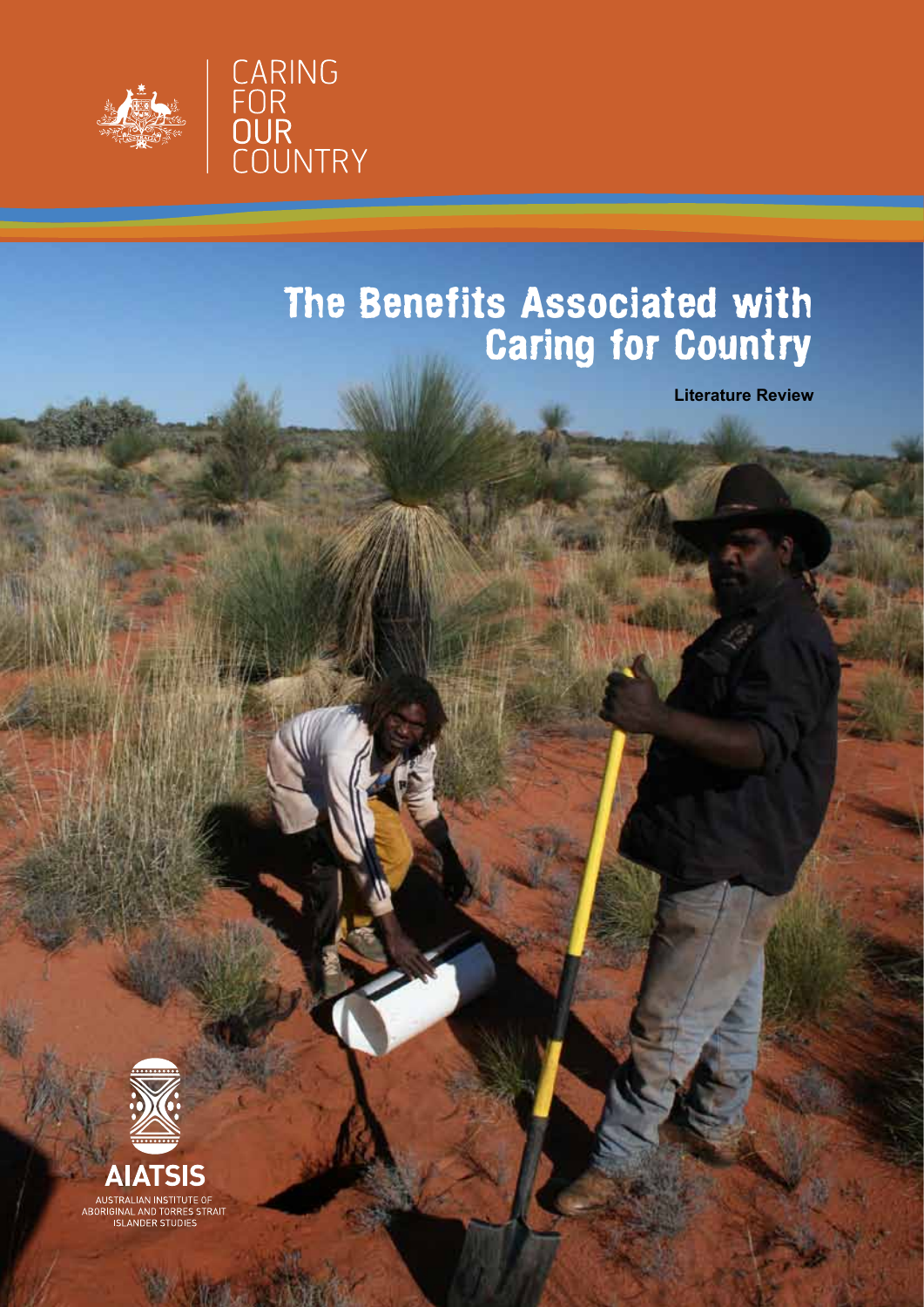CARING FOR OUR COUNTRY

# The Benefits Associated with Caring for Country

**Literature Review**

AIATSIS

AUSTRALIAN INSTITUTE OF ABORIGINAL AND TORRES STRAIT ISLANDER STUDIES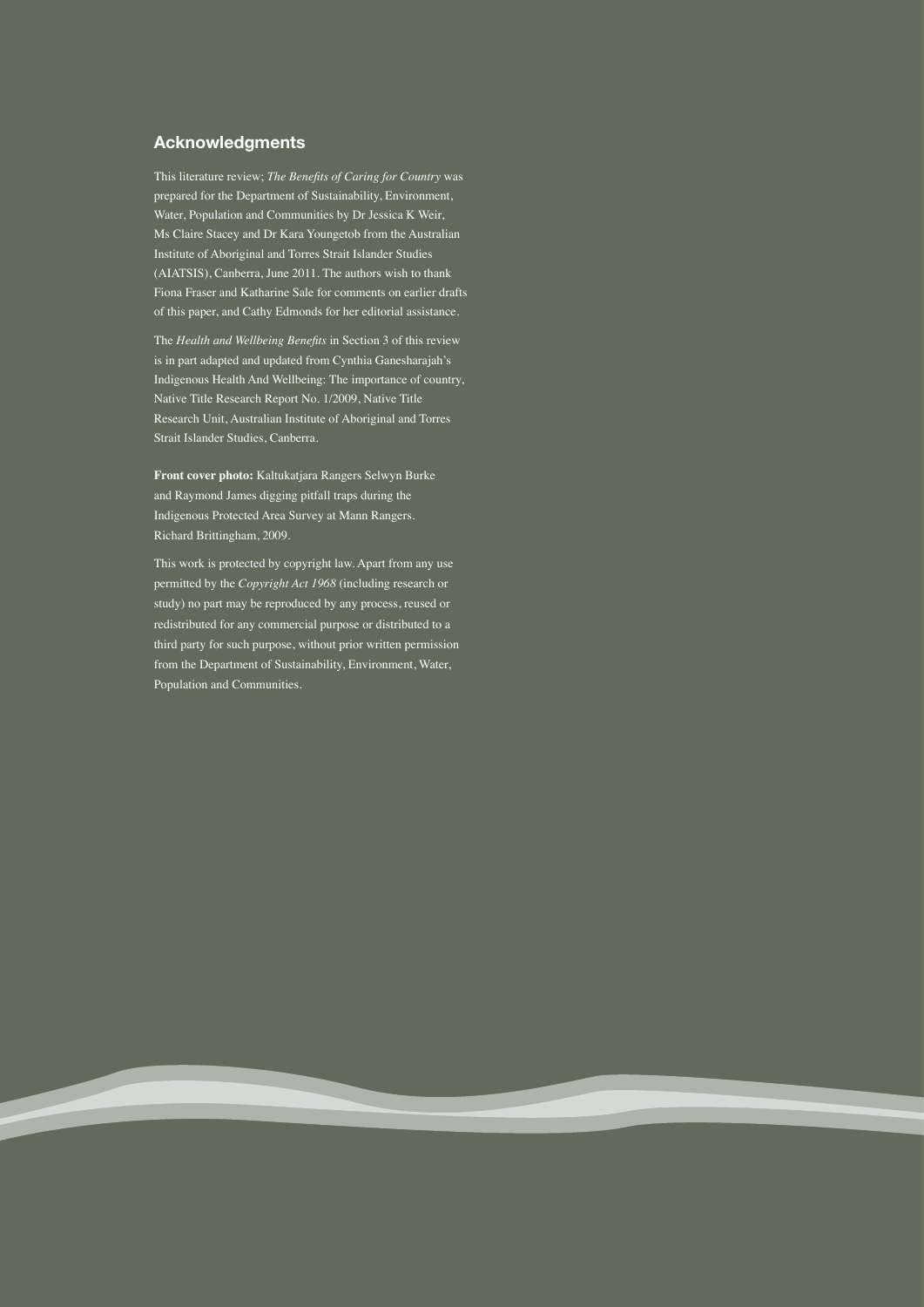## Acknowledgments

This literature review; *The Benefits of Caring for Country* was prepared for the Department of Sustainability, Environment, Water, Population and Communities by Dr Jessica K Weir, Ms Claire Stacey and Dr Kara Youngetob from the Australian Institute of Aboriginal and Torres Strait Islander Studies (AIATSIS), Canberra, June 2011. The authors wish to thank Fiona Fraser and Katharine Sale for comments on earlier drafts of this paper, and Cathy Edmonds for her editorial assistance.

The *Health and Wellbeing Benefits* in Section 3 of this review is in part adapted and updated from Cynthia Ganesharajah's Indigenous Health And Wellbeing: The importance of country, Native Title Research Report No. 1/2009, Native Title Research Unit, Australian Institute of Aboriginal and Torres Strait Islander Studies, Canberra.

**Front cover photo:** Kaltukatjara Rangers Selwyn Burke and Raymond James digging pitfall traps during the Indigenous Protected Area Survey at Mann Rangers. Richard Brittingham, 2009.

This work is protected by copyright law. Apart from any use permitted by the *Copyright Act 1968* (including research or study) no part may be reproduced by any process, reused or redistributed for any commercial purpose or distributed to a third party for such purpose, without prior written permission from the Department of Sustainability, Environment, Water, Population and Communities.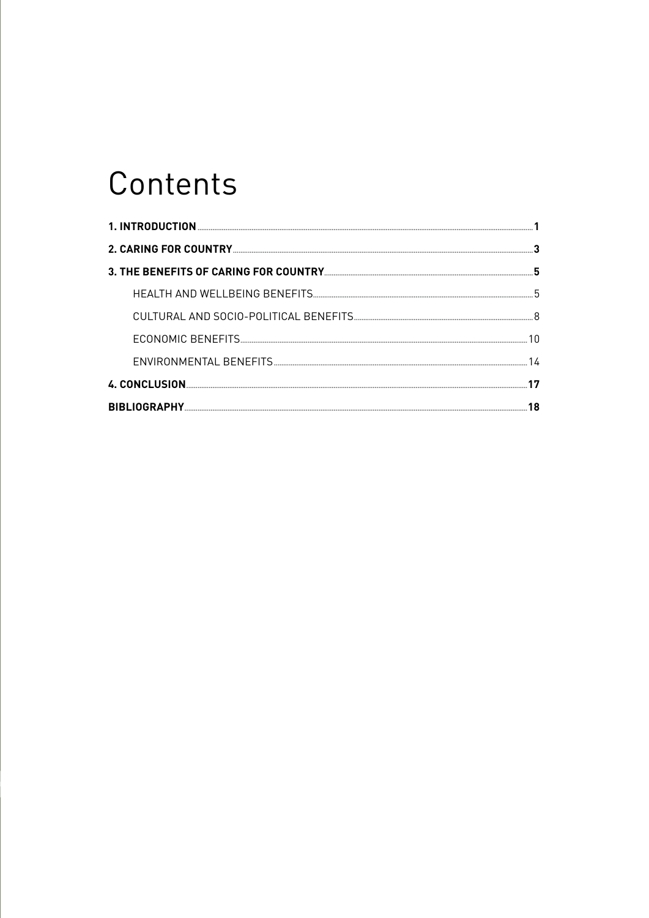# Contents

**1. INTRODUCTION** .......... **1**

**2. CARING FOR COUNTRY** .......... **3**

**3. THE BENEFITS OF CARING FOR COUNTRY** .......... **5**

- HEALTH AND WELLBEING BENEFITS .......... 5
- CULTURAL AND SOCIO-POLITICAL BENEFITS .......... 8
- ECONOMIC BENEFITS .......... 10
- ENVIRONMENTAL BENEFITS .......... 14

**4. CONCLUSION** .......... **17**

**BIBLIOGRAPHY** .......... **18**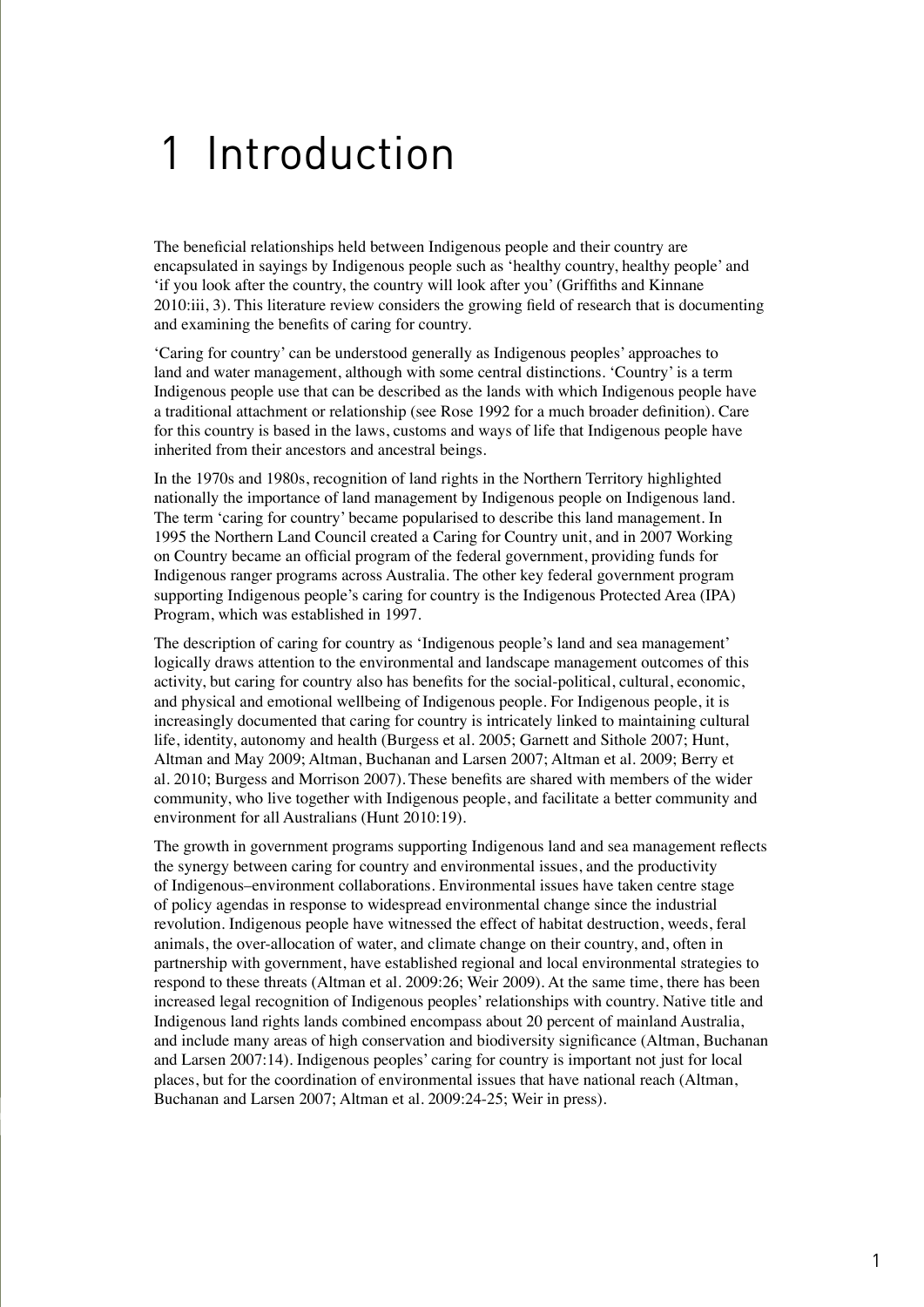# 1 Introduction

The beneficial relationships held between Indigenous people and their country are encapsulated in sayings by Indigenous people such as 'healthy country, healthy people' and 'if you look after the country, the country will look after you' (Griffiths and Kinnane 2010:iii, 3). This literature review considers the growing field of research that is documenting and examining the benefits of caring for country.

'Caring for country' can be understood generally as Indigenous peoples' approaches to land and water management, although with some central distinctions. 'Country' is a term Indigenous people use that can be described as the lands with which Indigenous people have a traditional attachment or relationship (see Rose 1992 for a much broader definition). Care for this country is based in the laws, customs and ways of life that Indigenous people have inherited from their ancestors and ancestral beings.

In the 1970s and 1980s, recognition of land rights in the Northern Territory highlighted nationally the importance of land management by Indigenous people on Indigenous land. The term 'caring for country' became popularised to describe this land management. In 1995 the Northern Land Council created a Caring for Country unit, and in 2007 Working on Country became an official program of the federal government, providing funds for Indigenous ranger programs across Australia. The other key federal government program supporting Indigenous people's caring for country is the Indigenous Protected Area (IPA) Program, which was established in 1997.

The description of caring for country as 'Indigenous people's land and sea management' logically draws attention to the environmental and landscape management outcomes of this activity, but caring for country also has benefits for the social-political, cultural, economic, and physical and emotional wellbeing of Indigenous people. For Indigenous people, it is increasingly documented that caring for country is intricately linked to maintaining cultural life, identity, autonomy and health (Burgess et al. 2005; Garnett and Sithole 2007; Hunt, Altman and May 2009; Altman, Buchanan and Larsen 2007; Altman et al. 2009; Berry et al. 2010; Burgess and Morrison 2007). These benefits are shared with members of the wider community, who live together with Indigenous people, and facilitate a better community and environment for all Australians (Hunt 2010:19).

The growth in government programs supporting Indigenous land and sea management reflects the synergy between caring for country and environmental issues, and the productivity of Indigenous–environment collaborations. Environmental issues have taken centre stage of policy agendas in response to widespread environmental change since the industrial revolution. Indigenous people have witnessed the effect of habitat destruction, weeds, feral animals, the over-allocation of water, and climate change on their country, and, often in partnership with government, have established regional and local environmental strategies to respond to these threats (Altman et al. 2009:26; Weir 2009). At the same time, there has been increased legal recognition of Indigenous peoples' relationships with country. Native title and Indigenous land rights lands combined encompass about 20 percent of mainland Australia, and include many areas of high conservation and biodiversity significance (Altman, Buchanan and Larsen 2007:14). Indigenous peoples' caring for country is important not just for local places, but for the coordination of environmental issues that have national reach (Altman, Buchanan and Larsen 2007; Altman et al. 2009:24-25; Weir in press).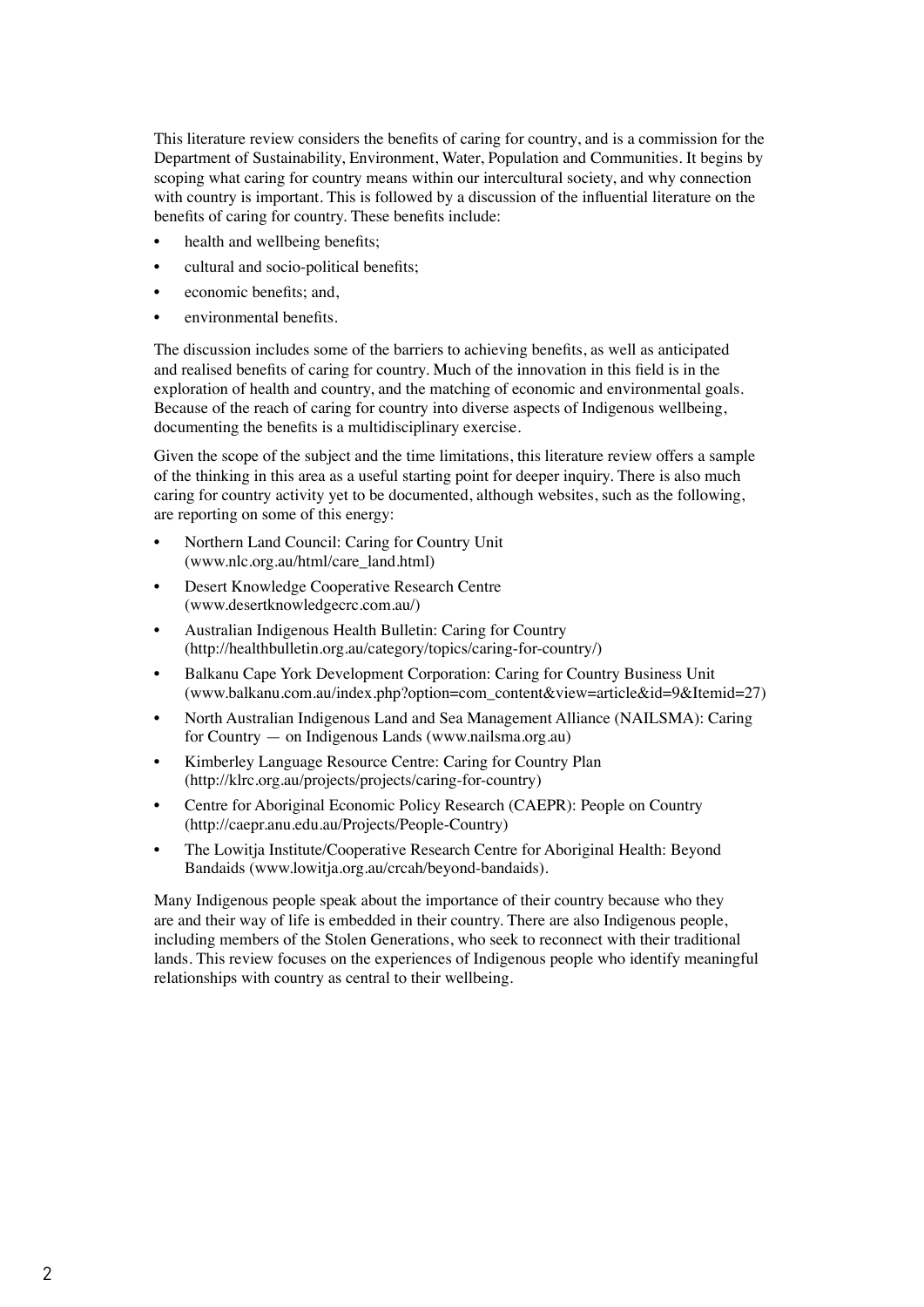This literature review considers the benefits of caring for country, and is a commission for the Department of Sustainability, Environment, Water, Population and Communities. It begins by scoping what caring for country means within our intercultural society, and why connection with country is important. This is followed by a discussion of the influential literature on the benefits of caring for country. These benefits include:

- health and wellbeing benefits;
- cultural and socio-political benefits;
- economic benefits; and,
- environmental benefits.

The discussion includes some of the barriers to achieving benefits, as well as anticipated and realised benefits of caring for country. Much of the innovation in this field is in the exploration of health and country, and the matching of economic and environmental goals. Because of the reach of caring for country into diverse aspects of Indigenous wellbeing, documenting the benefits is a multidisciplinary exercise.

Given the scope of the subject and the time limitations, this literature review offers a sample of the thinking in this area as a useful starting point for deeper inquiry. There is also much caring for country activity yet to be documented, although websites, such as the following, are reporting on some of this energy:

- Northern Land Council: Caring for Country Unit (www.nlc.org.au/html/care_land.html)
- Desert Knowledge Cooperative Research Centre (www.desertknowledgecrc.com.au/)
- Australian Indigenous Health Bulletin: Caring for Country (http://healthbulletin.org.au/category/topics/caring-for-country/)
- Balkanu Cape York Development Corporation: Caring for Country Business Unit (www.balkanu.com.au/index.php?option=com_content&view=article&id=9&Itemid=27)
- North Australian Indigenous Land and Sea Management Alliance (NAILSMA): Caring for Country — on Indigenous Lands (www.nailsma.org.au)
- Kimberley Language Resource Centre: Caring for Country Plan (http://klrc.org.au/projects/projects/caring-for-country)
- Centre for Aboriginal Economic Policy Research (CAEPR): People on Country (http://caepr.anu.edu.au/Projects/People-Country)
- The Lowitja Institute/Cooperative Research Centre for Aboriginal Health: Beyond Bandaids (www.lowitja.org.au/crcah/beyond-bandaids).

Many Indigenous people speak about the importance of their country because who they are and their way of life is embedded in their country. There are also Indigenous people, including members of the Stolen Generations, who seek to reconnect with their traditional lands. This review focuses on the experiences of Indigenous people who identify meaningful relationships with country as central to their wellbeing.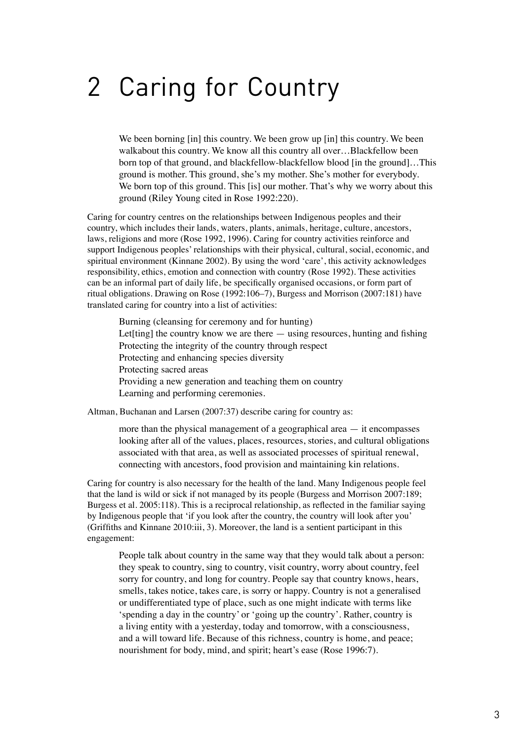# 2 Caring for Country

> We been borning [in] this country. We been grow up [in] this country. We been walkabout this country. We know all this country all over…Blackfellow been born top of that ground, and blackfellow-blackfellow blood [in the ground]…This ground is mother. This ground, she's my mother. She's mother for everybody. We born top of this ground. This [is] our mother. That's why we worry about this ground (Riley Young cited in Rose 1992:220).

Caring for country centres on the relationships between Indigenous peoples and their country, which includes their lands, waters, plants, animals, heritage, culture, ancestors, laws, religions and more (Rose 1992, 1996). Caring for country activities reinforce and support Indigenous peoples' relationships with their physical, cultural, social, economic, and spiritual environment (Kinnane 2002). By using the word 'care', this activity acknowledges responsibility, ethics, emotion and connection with country (Rose 1992). These activities can be an informal part of daily life, be specifically organised occasions, or form part of ritual obligations. Drawing on Rose (1992:106–7), Burgess and Morrison (2007:181) have translated caring for country into a list of activities:

> Burning (cleansing for ceremony and for hunting)
> Let[ting] the country know we are there — using resources, hunting and fishing
> Protecting the integrity of the country through respect
> Protecting and enhancing species diversity
> Protecting sacred areas
> Providing a new generation and teaching them on country
> Learning and performing ceremonies.

Altman, Buchanan and Larsen (2007:37) describe caring for country as:

> more than the physical management of a geographical area — it encompasses looking after all of the values, places, resources, stories, and cultural obligations associated with that area, as well as associated processes of spiritual renewal, connecting with ancestors, food provision and maintaining kin relations.

Caring for country is also necessary for the health of the land. Many Indigenous people feel that the land is wild or sick if not managed by its people (Burgess and Morrison 2007:189; Burgess et al. 2005:118). This is a reciprocal relationship, as reflected in the familiar saying by Indigenous people that 'if you look after the country, the country will look after you' (Griffiths and Kinnane 2010:iii, 3). Moreover, the land is a sentient participant in this engagement:

> People talk about country in the same way that they would talk about a person: they speak to country, sing to country, visit country, worry about country, feel sorry for country, and long for country. People say that country knows, hears, smells, takes notice, takes care, is sorry or happy. Country is not a generalised or undifferentiated type of place, such as one might indicate with terms like 'spending a day in the country' or 'going up the country'. Rather, country is a living entity with a yesterday, today and tomorrow, with a consciousness, and a will toward life. Because of this richness, country is home, and peace; nourishment for body, mind, and spirit; heart's ease (Rose 1996:7).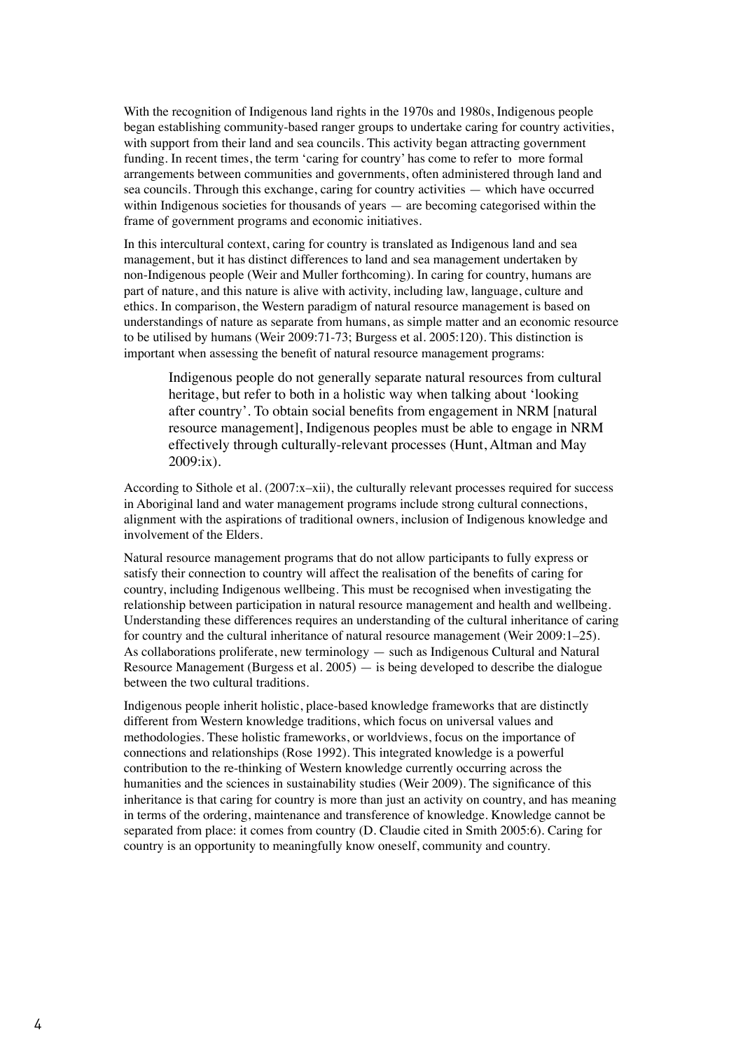With the recognition of Indigenous land rights in the 1970s and 1980s, Indigenous people began establishing community-based ranger groups to undertake caring for country activities, with support from their land and sea councils. This activity began attracting government funding. In recent times, the term 'caring for country' has come to refer to more formal arrangements between communities and governments, often administered through land and sea councils. Through this exchange, caring for country activities — which have occurred within Indigenous societies for thousands of years — are becoming categorised within the frame of government programs and economic initiatives.

In this intercultural context, caring for country is translated as Indigenous land and sea management, but it has distinct differences to land and sea management undertaken by non-Indigenous people (Weir and Muller forthcoming). In caring for country, humans are part of nature, and this nature is alive with activity, including law, language, culture and ethics. In comparison, the Western paradigm of natural resource management is based on understandings of nature as separate from humans, as simple matter and an economic resource to be utilised by humans (Weir 2009:71-73; Burgess et al. 2005:120). This distinction is important when assessing the benefit of natural resource management programs:

> Indigenous people do not generally separate natural resources from cultural heritage, but refer to both in a holistic way when talking about 'looking after country'. To obtain social benefits from engagement in NRM [natural resource management], Indigenous peoples must be able to engage in NRM effectively through culturally-relevant processes (Hunt, Altman and May 2009:ix).

According to Sithole et al. (2007:x–xii), the culturally relevant processes required for success in Aboriginal land and water management programs include strong cultural connections, alignment with the aspirations of traditional owners, inclusion of Indigenous knowledge and involvement of the Elders.

Natural resource management programs that do not allow participants to fully express or satisfy their connection to country will affect the realisation of the benefits of caring for country, including Indigenous wellbeing. This must be recognised when investigating the relationship between participation in natural resource management and health and wellbeing. Understanding these differences requires an understanding of the cultural inheritance of caring for country and the cultural inheritance of natural resource management (Weir 2009:1–25). As collaborations proliferate, new terminology — such as Indigenous Cultural and Natural Resource Management (Burgess et al. 2005) — is being developed to describe the dialogue between the two cultural traditions.

Indigenous people inherit holistic, place-based knowledge frameworks that are distinctly different from Western knowledge traditions, which focus on universal values and methodologies. These holistic frameworks, or worldviews, focus on the importance of connections and relationships (Rose 1992). This integrated knowledge is a powerful contribution to the re-thinking of Western knowledge currently occurring across the humanities and the sciences in sustainability studies (Weir 2009). The significance of this inheritance is that caring for country is more than just an activity on country, and has meaning in terms of the ordering, maintenance and transference of knowledge. Knowledge cannot be separated from place: it comes from country (D. Claudie cited in Smith 2005:6). Caring for country is an opportunity to meaningfully know oneself, community and country.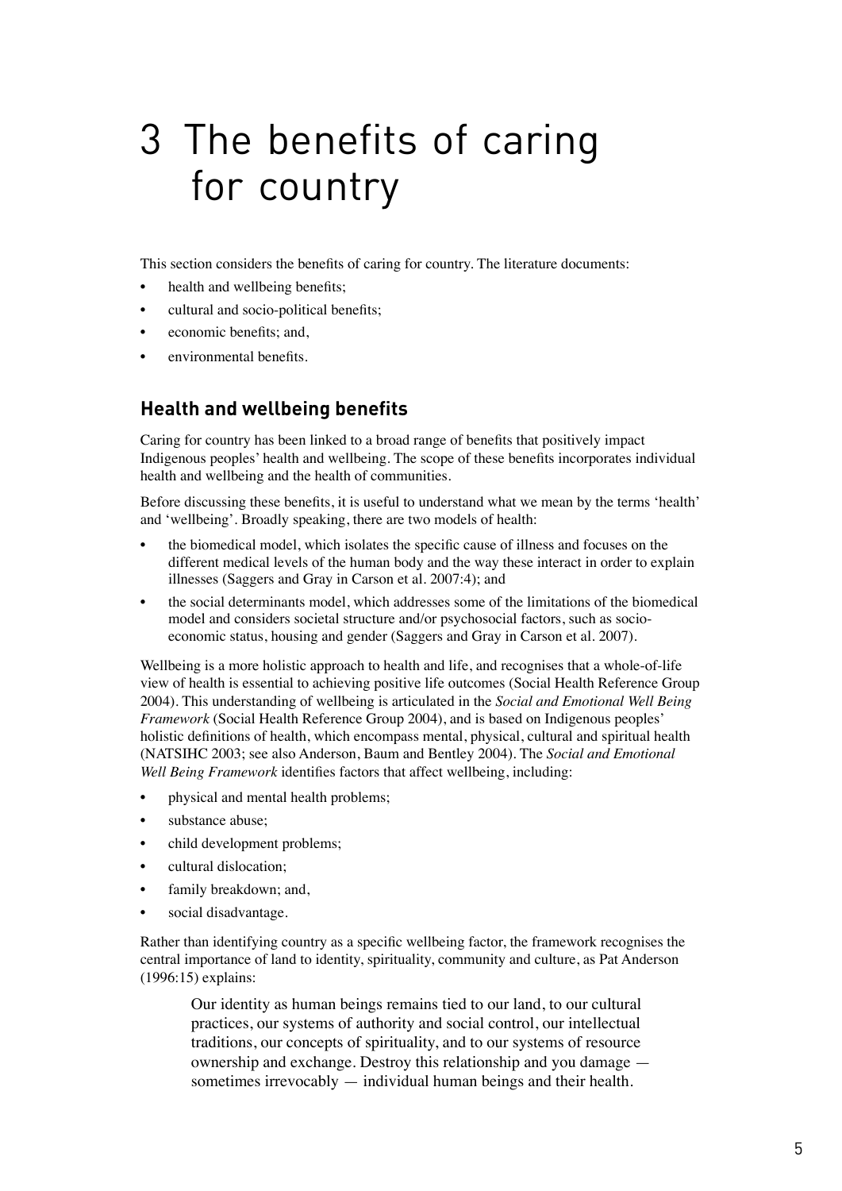# 3 The benefits of caring for country

This section considers the benefits of caring for country. The literature documents:

- health and wellbeing benefits;
- cultural and socio-political benefits;
- economic benefits; and,
- environmental benefits.

## Health and wellbeing benefits

Caring for country has been linked to a broad range of benefits that positively impact Indigenous peoples' health and wellbeing. The scope of these benefits incorporates individual health and wellbeing and the health of communities.

Before discussing these benefits, it is useful to understand what we mean by the terms 'health' and 'wellbeing'. Broadly speaking, there are two models of health:

- the biomedical model, which isolates the specific cause of illness and focuses on the different medical levels of the human body and the way these interact in order to explain illnesses (Saggers and Gray in Carson et al. 2007:4); and
- the social determinants model, which addresses some of the limitations of the biomedical model and considers societal structure and/or psychosocial factors, such as socio-economic status, housing and gender (Saggers and Gray in Carson et al. 2007).

Wellbeing is a more holistic approach to health and life, and recognises that a whole-of-life view of health is essential to achieving positive life outcomes (Social Health Reference Group 2004). This understanding of wellbeing is articulated in the *Social and Emotional Well Being Framework* (Social Health Reference Group 2004), and is based on Indigenous peoples' holistic definitions of health, which encompass mental, physical, cultural and spiritual health (NATSIHC 2003; see also Anderson, Baum and Bentley 2004). The *Social and Emotional Well Being Framework* identifies factors that affect wellbeing, including:

- physical and mental health problems;
- substance abuse;
- child development problems;
- cultural dislocation;
- family breakdown; and,
- social disadvantage.

Rather than identifying country as a specific wellbeing factor, the framework recognises the central importance of land to identity, spirituality, community and culture, as Pat Anderson (1996:15) explains:

> Our identity as human beings remains tied to our land, to our cultural practices, our systems of authority and social control, our intellectual traditions, our concepts of spirituality, and to our systems of resource ownership and exchange. Destroy this relationship and you damage — sometimes irrevocably — individual human beings and their health.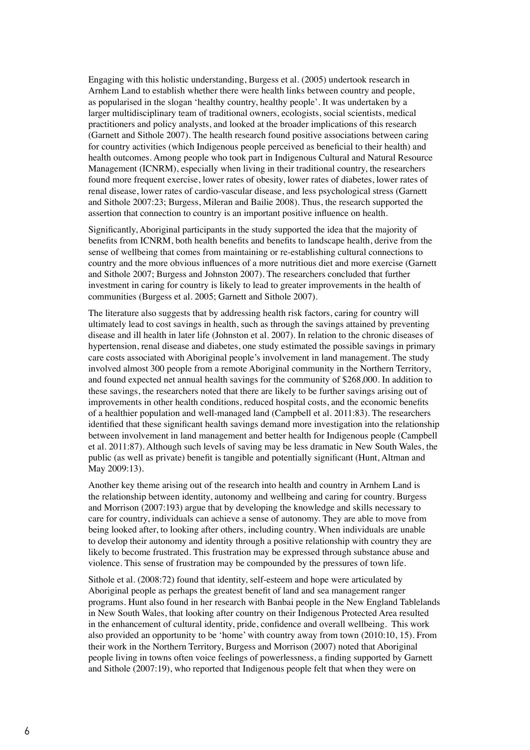Engaging with this holistic understanding, Burgess et al. (2005) undertook research in Arnhem Land to establish whether there were health links between country and people, as popularised in the slogan 'healthy country, healthy people'. It was undertaken by a larger multidisciplinary team of traditional owners, ecologists, social scientists, medical practitioners and policy analysts, and looked at the broader implications of this research (Garnett and Sithole 2007). The health research found positive associations between caring for country activities (which Indigenous people perceived as beneficial to their health) and health outcomes. Among people who took part in Indigenous Cultural and Natural Resource Management (ICNRM), especially when living in their traditional country, the researchers found more frequent exercise, lower rates of obesity, lower rates of diabetes, lower rates of renal disease, lower rates of cardio-vascular disease, and less psychological stress (Garnett and Sithole 2007:23; Burgess, Mileran and Bailie 2008). Thus, the research supported the assertion that connection to country is an important positive influence on health.

Significantly, Aboriginal participants in the study supported the idea that the majority of benefits from ICNRM, both health benefits and benefits to landscape health, derive from the sense of wellbeing that comes from maintaining or re-establishing cultural connections to country and the more obvious influences of a more nutritious diet and more exercise (Garnett and Sithole 2007; Burgess and Johnston 2007). The researchers concluded that further investment in caring for country is likely to lead to greater improvements in the health of communities (Burgess et al. 2005; Garnett and Sithole 2007).

The literature also suggests that by addressing health risk factors, caring for country will ultimately lead to cost savings in health, such as through the savings attained by preventing disease and ill health in later life (Johnston et al. 2007). In relation to the chronic diseases of hypertension, renal disease and diabetes, one study estimated the possible savings in primary care costs associated with Aboriginal people's involvement in land management. The study involved almost 300 people from a remote Aboriginal community in the Northern Territory, and found expected net annual health savings for the community of $268,000. In addition to these savings, the researchers noted that there are likely to be further savings arising out of improvements in other health conditions, reduced hospital costs, and the economic benefits of a healthier population and well-managed land (Campbell et al. 2011:83). The researchers identified that these significant health savings demand more investigation into the relationship between involvement in land management and better health for Indigenous people (Campbell et al. 2011:87). Although such levels of saving may be less dramatic in New South Wales, the public (as well as private) benefit is tangible and potentially significant (Hunt, Altman and May 2009:13).

Another key theme arising out of the research into health and country in Arnhem Land is the relationship between identity, autonomy and wellbeing and caring for country. Burgess and Morrison (2007:193) argue that by developing the knowledge and skills necessary to care for country, individuals can achieve a sense of autonomy. They are able to move from being looked after, to looking after others, including country. When individuals are unable to develop their autonomy and identity through a positive relationship with country they are likely to become frustrated. This frustration may be expressed through substance abuse and violence. This sense of frustration may be compounded by the pressures of town life.

Sithole et al. (2008:72) found that identity, self-esteem and hope were articulated by Aboriginal people as perhaps the greatest benefit of land and sea management ranger programs. Hunt also found in her research with Banbai people in the New England Tablelands in New South Wales, that looking after country on their Indigenous Protected Area resulted in the enhancement of cultural identity, pride, confidence and overall wellbeing. This work also provided an opportunity to be 'home' with country away from town (2010:10, 15). From their work in the Northern Territory, Burgess and Morrison (2007) noted that Aboriginal people living in towns often voice feelings of powerlessness, a finding supported by Garnett and Sithole (2007:19), who reported that Indigenous people felt that when they were on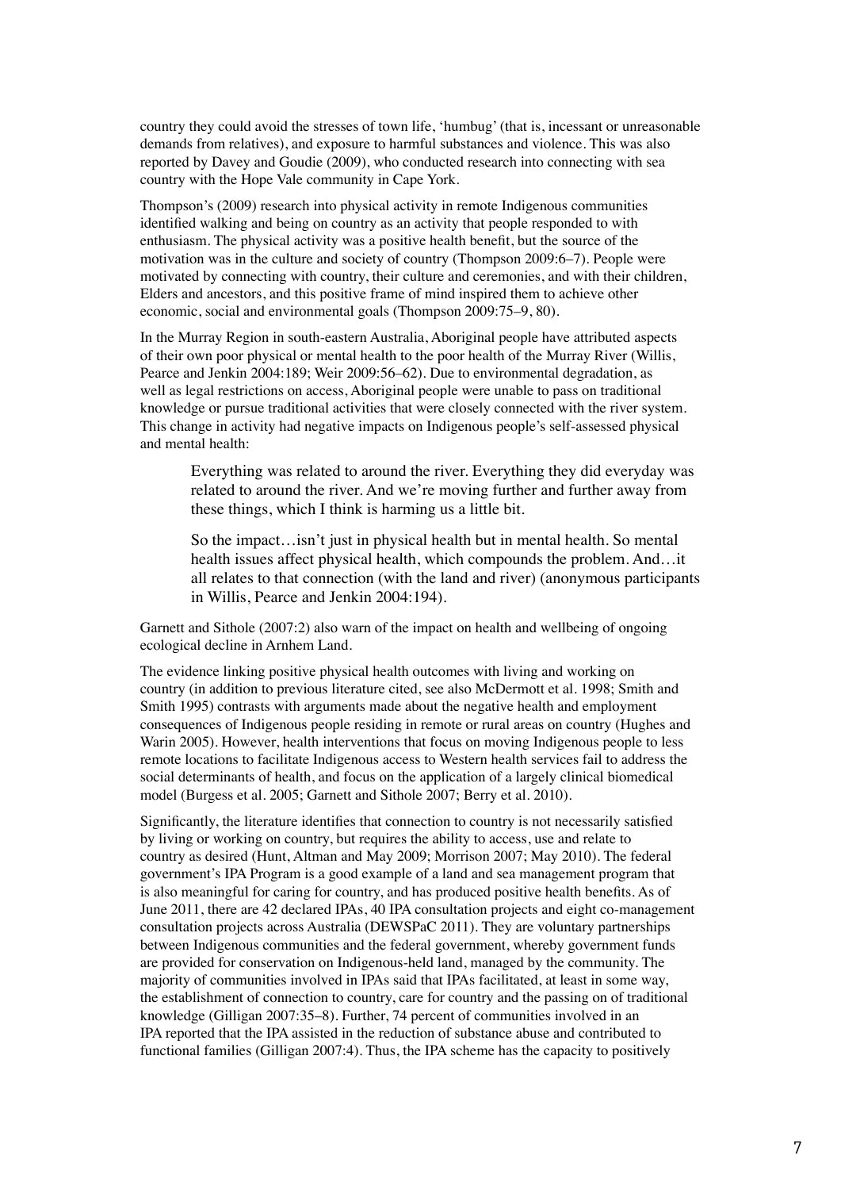country they could avoid the stresses of town life, 'humbug' (that is, incessant or unreasonable demands from relatives), and exposure to harmful substances and violence. This was also reported by Davey and Goudie (2009), who conducted research into connecting with sea country with the Hope Vale community in Cape York.

Thompson's (2009) research into physical activity in remote Indigenous communities identified walking and being on country as an activity that people responded to with enthusiasm. The physical activity was a positive health benefit, but the source of the motivation was in the culture and society of country (Thompson 2009:6–7). People were motivated by connecting with country, their culture and ceremonies, and with their children, Elders and ancestors, and this positive frame of mind inspired them to achieve other economic, social and environmental goals (Thompson 2009:75–9, 80).

In the Murray Region in south-eastern Australia, Aboriginal people have attributed aspects of their own poor physical or mental health to the poor health of the Murray River (Willis, Pearce and Jenkin 2004:189; Weir 2009:56–62). Due to environmental degradation, as well as legal restrictions on access, Aboriginal people were unable to pass on traditional knowledge or pursue traditional activities that were closely connected with the river system. This change in activity had negative impacts on Indigenous people's self-assessed physical and mental health:

> Everything was related to around the river. Everything they did everyday was related to around the river. And we're moving further and further away from these things, which I think is harming us a little bit.
>
> So the impact…isn't just in physical health but in mental health. So mental health issues affect physical health, which compounds the problem. And…it all relates to that connection (with the land and river) (anonymous participants in Willis, Pearce and Jenkin 2004:194).

Garnett and Sithole (2007:2) also warn of the impact on health and wellbeing of ongoing ecological decline in Arnhem Land.

The evidence linking positive physical health outcomes with living and working on country (in addition to previous literature cited, see also McDermott et al. 1998; Smith and Smith 1995) contrasts with arguments made about the negative health and employment consequences of Indigenous people residing in remote or rural areas on country (Hughes and Warin 2005). However, health interventions that focus on moving Indigenous people to less remote locations to facilitate Indigenous access to Western health services fail to address the social determinants of health, and focus on the application of a largely clinical biomedical model (Burgess et al. 2005; Garnett and Sithole 2007; Berry et al. 2010).

Significantly, the literature identifies that connection to country is not necessarily satisfied by living or working on country, but requires the ability to access, use and relate to country as desired (Hunt, Altman and May 2009; Morrison 2007; May 2010). The federal government's IPA Program is a good example of a land and sea management program that is also meaningful for caring for country, and has produced positive health benefits. As of June 2011, there are 42 declared IPAs, 40 IPA consultation projects and eight co-management consultation projects across Australia (DEWSPaC 2011). They are voluntary partnerships between Indigenous communities and the federal government, whereby government funds are provided for conservation on Indigenous-held land, managed by the community. The majority of communities involved in IPAs said that IPAs facilitated, at least in some way, the establishment of connection to country, care for country and the passing on of traditional knowledge (Gilligan 2007:35–8). Further, 74 percent of communities involved in an IPA reported that the IPA assisted in the reduction of substance abuse and contributed to functional families (Gilligan 2007:4). Thus, the IPA scheme has the capacity to positively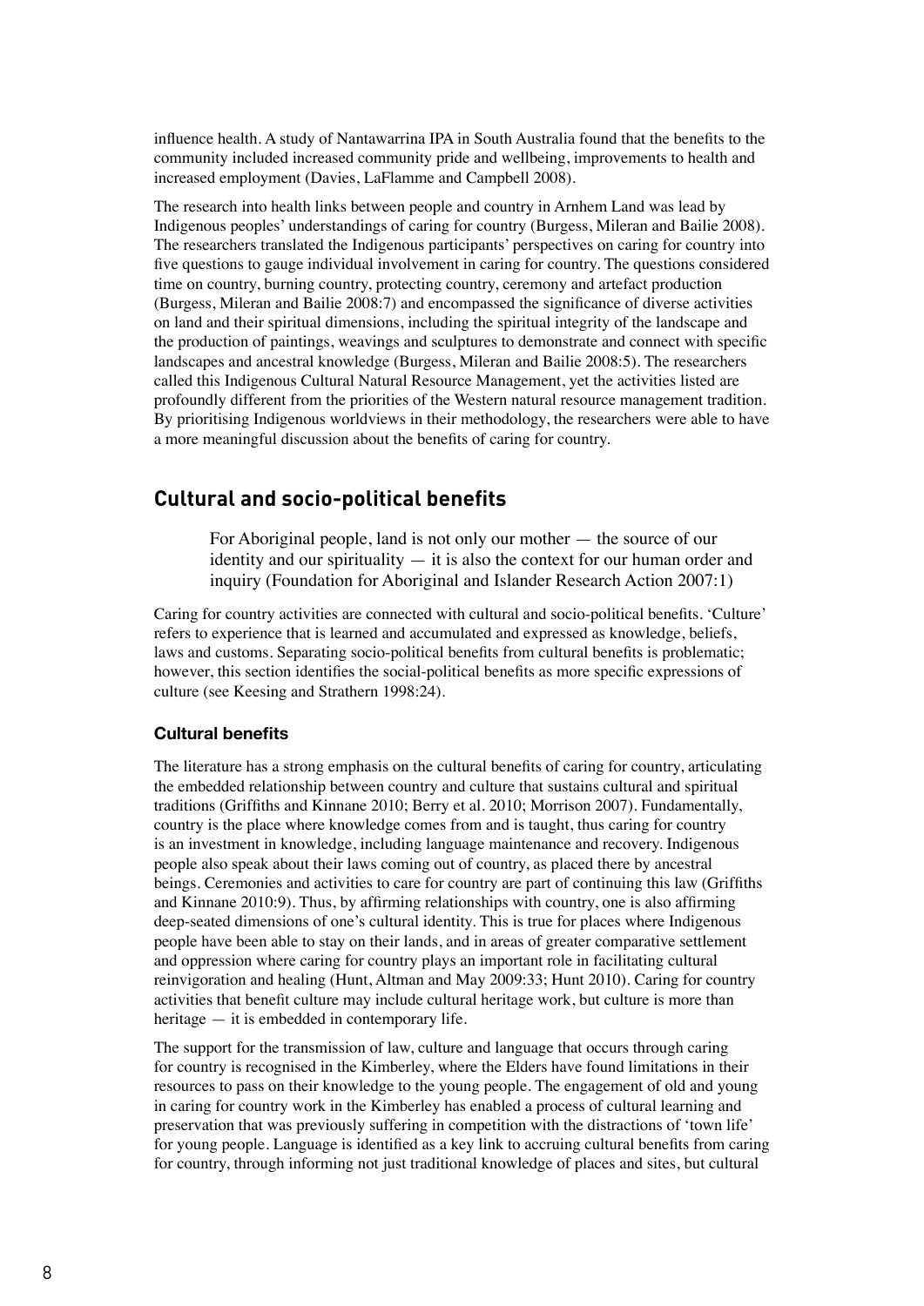influence health. A study of Nantawarrina IPA in South Australia found that the benefits to the community included increased community pride and wellbeing, improvements to health and increased employment (Davies, LaFlamme and Campbell 2008).

The research into health links between people and country in Arnhem Land was lead by Indigenous peoples' understandings of caring for country (Burgess, Mileran and Bailie 2008). The researchers translated the Indigenous participants' perspectives on caring for country into five questions to gauge individual involvement in caring for country. The questions considered time on country, burning country, protecting country, ceremony and artefact production (Burgess, Mileran and Bailie 2008:7) and encompassed the significance of diverse activities on land and their spiritual dimensions, including the spiritual integrity of the landscape and the production of paintings, weavings and sculptures to demonstrate and connect with specific landscapes and ancestral knowledge (Burgess, Mileran and Bailie 2008:5). The researchers called this Indigenous Cultural Natural Resource Management, yet the activities listed are profoundly different from the priorities of the Western natural resource management tradition. By prioritising Indigenous worldviews in their methodology, the researchers were able to have a more meaningful discussion about the benefits of caring for country.

## Cultural and socio-political benefits

> For Aboriginal people, land is not only our mother — the source of our identity and our spirituality — it is also the context for our human order and inquiry (Foundation for Aboriginal and Islander Research Action 2007:1)

Caring for country activities are connected with cultural and socio-political benefits. 'Culture' refers to experience that is learned and accumulated and expressed as knowledge, beliefs, laws and customs. Separating socio-political benefits from cultural benefits is problematic; however, this section identifies the social-political benefits as more specific expressions of culture (see Keesing and Strathern 1998:24).

### Cultural benefits

The literature has a strong emphasis on the cultural benefits of caring for country, articulating the embedded relationship between country and culture that sustains cultural and spiritual traditions (Griffiths and Kinnane 2010; Berry et al. 2010; Morrison 2007). Fundamentally, country is the place where knowledge comes from and is taught, thus caring for country is an investment in knowledge, including language maintenance and recovery. Indigenous people also speak about their laws coming out of country, as placed there by ancestral beings. Ceremonies and activities to care for country are part of continuing this law (Griffiths and Kinnane 2010:9). Thus, by affirming relationships with country, one is also affirming deep-seated dimensions of one's cultural identity. This is true for places where Indigenous people have been able to stay on their lands, and in areas of greater comparative settlement and oppression where caring for country plays an important role in facilitating cultural reinvigoration and healing (Hunt, Altman and May 2009:33; Hunt 2010). Caring for country activities that benefit culture may include cultural heritage work, but culture is more than heritage — it is embedded in contemporary life.

The support for the transmission of law, culture and language that occurs through caring for country is recognised in the Kimberley, where the Elders have found limitations in their resources to pass on their knowledge to the young people. The engagement of old and young in caring for country work in the Kimberley has enabled a process of cultural learning and preservation that was previously suffering in competition with the distractions of 'town life' for young people. Language is identified as a key link to accruing cultural benefits from caring for country, through informing not just traditional knowledge of places and sites, but cultural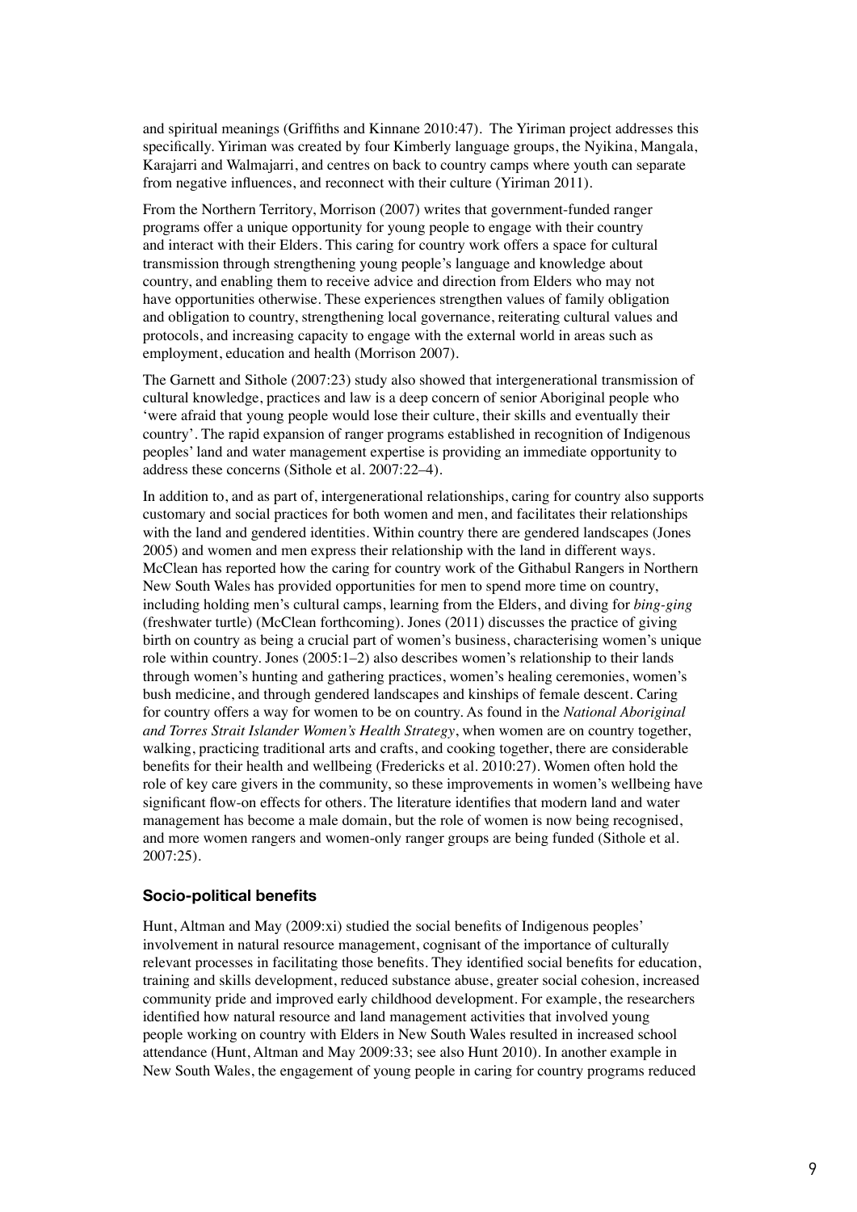and spiritual meanings (Griffiths and Kinnane 2010:47). The Yiriman project addresses this specifically. Yiriman was created by four Kimberly language groups, the Nyikina, Mangala, Karajarri and Walmajarri, and centres on back to country camps where youth can separate from negative influences, and reconnect with their culture (Yiriman 2011).

From the Northern Territory, Morrison (2007) writes that government-funded ranger programs offer a unique opportunity for young people to engage with their country and interact with their Elders. This caring for country work offers a space for cultural transmission through strengthening young people's language and knowledge about country, and enabling them to receive advice and direction from Elders who may not have opportunities otherwise. These experiences strengthen values of family obligation and obligation to country, strengthening local governance, reiterating cultural values and protocols, and increasing capacity to engage with the external world in areas such as employment, education and health (Morrison 2007).

The Garnett and Sithole (2007:23) study also showed that intergenerational transmission of cultural knowledge, practices and law is a deep concern of senior Aboriginal people who 'were afraid that young people would lose their culture, their skills and eventually their country'. The rapid expansion of ranger programs established in recognition of Indigenous peoples' land and water management expertise is providing an immediate opportunity to address these concerns (Sithole et al. 2007:22–4).

In addition to, and as part of, intergenerational relationships, caring for country also supports customary and social practices for both women and men, and facilitates their relationships with the land and gendered identities. Within country there are gendered landscapes (Jones 2005) and women and men express their relationship with the land in different ways. McClean has reported how the caring for country work of the Githabul Rangers in Northern New South Wales has provided opportunities for men to spend more time on country, including holding men's cultural camps, learning from the Elders, and diving for *bing-ging* (freshwater turtle) (McClean forthcoming). Jones (2011) discusses the practice of giving birth on country as being a crucial part of women's business, characterising women's unique role within country. Jones (2005:1–2) also describes women's relationship to their lands through women's hunting and gathering practices, women's healing ceremonies, women's bush medicine, and through gendered landscapes and kinships of female descent. Caring for country offers a way for women to be on country. As found in the *National Aboriginal and Torres Strait Islander Women's Health Strategy*, when women are on country together, walking, practicing traditional arts and crafts, and cooking together, there are considerable benefits for their health and wellbeing (Fredericks et al. 2010:27). Women often hold the role of key care givers in the community, so these improvements in women's wellbeing have significant flow-on effects for others. The literature identifies that modern land and water management has become a male domain, but the role of women is now being recognised, and more women rangers and women-only ranger groups are being funded (Sithole et al. 2007:25).

### Socio-political benefits

Hunt, Altman and May (2009:xi) studied the social benefits of Indigenous peoples' involvement in natural resource management, cognisant of the importance of culturally relevant processes in facilitating those benefits. They identified social benefits for education, training and skills development, reduced substance abuse, greater social cohesion, increased community pride and improved early childhood development. For example, the researchers identified how natural resource and land management activities that involved young people working on country with Elders in New South Wales resulted in increased school attendance (Hunt, Altman and May 2009:33; see also Hunt 2010). In another example in New South Wales, the engagement of young people in caring for country programs reduced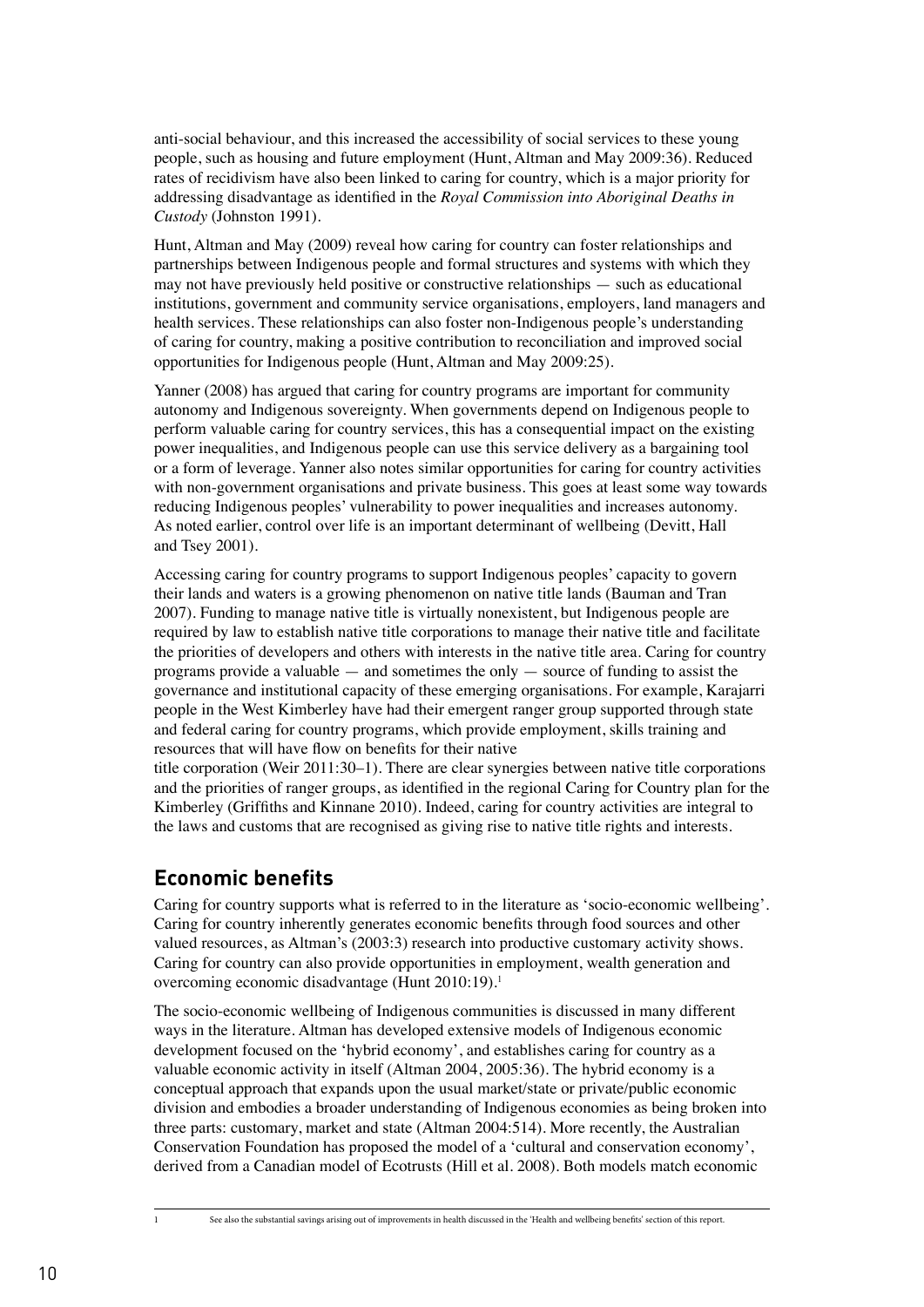anti-social behaviour, and this increased the accessibility of social services to these young people, such as housing and future employment (Hunt, Altman and May 2009:36). Reduced rates of recidivism have also been linked to caring for country, which is a major priority for addressing disadvantage as identified in the *Royal Commission into Aboriginal Deaths in Custody* (Johnston 1991).

Hunt, Altman and May (2009) reveal how caring for country can foster relationships and partnerships between Indigenous people and formal structures and systems with which they may not have previously held positive or constructive relationships — such as educational institutions, government and community service organisations, employers, land managers and health services. These relationships can also foster non-Indigenous people's understanding of caring for country, making a positive contribution to reconciliation and improved social opportunities for Indigenous people (Hunt, Altman and May 2009:25).

Yanner (2008) has argued that caring for country programs are important for community autonomy and Indigenous sovereignty. When governments depend on Indigenous people to perform valuable caring for country services, this has a consequential impact on the existing power inequalities, and Indigenous people can use this service delivery as a bargaining tool or a form of leverage. Yanner also notes similar opportunities for caring for country activities with non-government organisations and private business. This goes at least some way towards reducing Indigenous peoples' vulnerability to power inequalities and increases autonomy. As noted earlier, control over life is an important determinant of wellbeing (Devitt, Hall and Tsey 2001).

Accessing caring for country programs to support Indigenous peoples' capacity to govern their lands and waters is a growing phenomenon on native title lands (Bauman and Tran 2007). Funding to manage native title is virtually nonexistent, but Indigenous people are required by law to establish native title corporations to manage their native title and facilitate the priorities of developers and others with interests in the native title area. Caring for country programs provide a valuable — and sometimes the only — source of funding to assist the governance and institutional capacity of these emerging organisations. For example, Karajarri people in the West Kimberley have had their emergent ranger group supported through state and federal caring for country programs, which provide employment, skills training and resources that will have flow on benefits for their native title corporation (Weir 2011:30–1). There are clear synergies between native title corporations and the priorities of ranger groups, as identified in the regional Caring for Country plan for the Kimberley (Griffiths and Kinnane 2010). Indeed, caring for country activities are integral to the laws and customs that are recognised as giving rise to native title rights and interests.

## Economic benefits

Caring for country supports what is referred to in the literature as 'socio-economic wellbeing'. Caring for country inherently generates economic benefits through food sources and other valued resources, as Altman's (2003:3) research into productive customary activity shows. Caring for country can also provide opportunities in employment, wealth generation and overcoming economic disadvantage (Hunt 2010:19).[1]

The socio-economic wellbeing of Indigenous communities is discussed in many different ways in the literature. Altman has developed extensive models of Indigenous economic development focused on the 'hybrid economy', and establishes caring for country as a valuable economic activity in itself (Altman 2004, 2005:36). The hybrid economy is a conceptual approach that expands upon the usual market/state or private/public economic division and embodies a broader understanding of Indigenous economies as being broken into three parts: customary, market and state (Altman 2004:514). More recently, the Australian Conservation Foundation has proposed the model of a 'cultural and conservation economy', derived from a Canadian model of Ecotrusts (Hill et al. 2008). Both models match economic

[1] See also the substantial savings arising out of improvements in health discussed in the 'Health and wellbeing benefits' section of this report.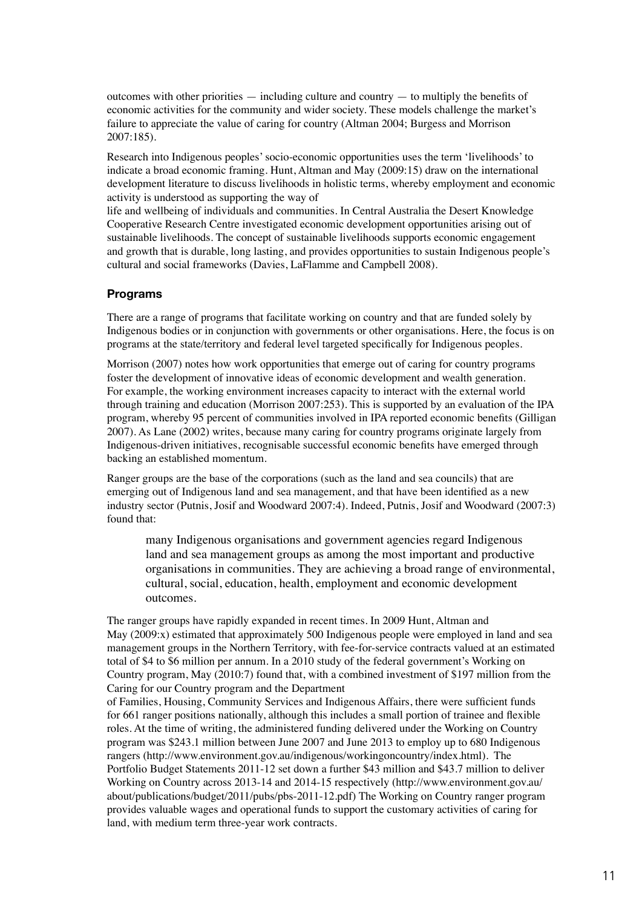outcomes with other priorities — including culture and country — to multiply the benefits of economic activities for the community and wider society. These models challenge the market's failure to appreciate the value of caring for country (Altman 2004; Burgess and Morrison 2007:185).

Research into Indigenous peoples' socio-economic opportunities uses the term 'livelihoods' to indicate a broad economic framing. Hunt, Altman and May (2009:15) draw on the international development literature to discuss livelihoods in holistic terms, whereby employment and economic activity is understood as supporting the way of life and wellbeing of individuals and communities. In Central Australia the Desert Knowledge Cooperative Research Centre investigated economic development opportunities arising out of sustainable livelihoods. The concept of sustainable livelihoods supports economic engagement and growth that is durable, long lasting, and provides opportunities to sustain Indigenous people's cultural and social frameworks (Davies, LaFlamme and Campbell 2008).

### Programs

There are a range of programs that facilitate working on country and that are funded solely by Indigenous bodies or in conjunction with governments or other organisations. Here, the focus is on programs at the state/territory and federal level targeted specifically for Indigenous peoples.

Morrison (2007) notes how work opportunities that emerge out of caring for country programs foster the development of innovative ideas of economic development and wealth generation. For example, the working environment increases capacity to interact with the external world through training and education (Morrison 2007:253). This is supported by an evaluation of the IPA program, whereby 95 percent of communities involved in IPA reported economic benefits (Gilligan 2007). As Lane (2002) writes, because many caring for country programs originate largely from Indigenous-driven initiatives, recognisable successful economic benefits have emerged through backing an established momentum.

Ranger groups are the base of the corporations (such as the land and sea councils) that are emerging out of Indigenous land and sea management, and that have been identified as a new industry sector (Putnis, Josif and Woodward 2007:4). Indeed, Putnis, Josif and Woodward (2007:3) found that:

> many Indigenous organisations and government agencies regard Indigenous land and sea management groups as among the most important and productive organisations in communities. They are achieving a broad range of environmental, cultural, social, education, health, employment and economic development outcomes.

The ranger groups have rapidly expanded in recent times. In 2009 Hunt, Altman and May (2009:x) estimated that approximately 500 Indigenous people were employed in land and sea management groups in the Northern Territory, with fee-for-service contracts valued at an estimated total of $4 to $6 million per annum. In a 2010 study of the federal government's Working on Country program, May (2010:7) found that, with a combined investment of $197 million from the Caring for our Country program and the Department of Families, Housing, Community Services and Indigenous Affairs, there were sufficient funds for 661 ranger positions nationally, although this includes a small portion of trainee and flexible roles. At the time of writing, the administered funding delivered under the Working on Country program was $243.1 million between June 2007 and June 2013 to employ up to 680 Indigenous rangers (http://www.environment.gov.au/indigenous/workingoncountry/index.html). The Portfolio Budget Statements 2011-12 set down a further $43 million and $43.7 million to deliver Working on Country across 2013-14 and 2014-15 respectively (http://www.environment.gov.au/about/publications/budget/2011/pubs/pbs-2011-12.pdf) The Working on Country ranger program provides valuable wages and operational funds to support the customary activities of caring for land, with medium term three-year work contracts.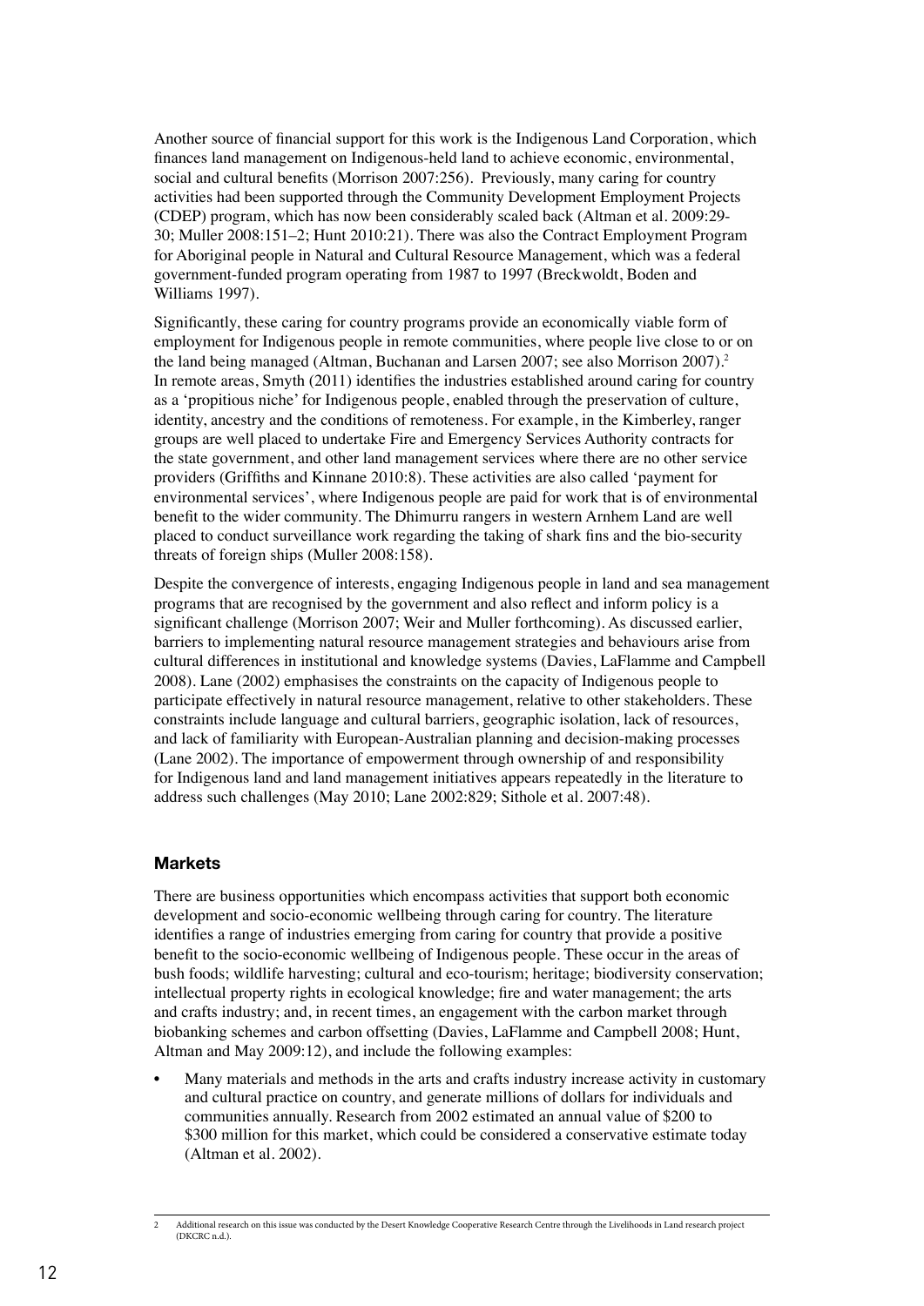Another source of financial support for this work is the Indigenous Land Corporation, which finances land management on Indigenous-held land to achieve economic, environmental, social and cultural benefits (Morrison 2007:256). Previously, many caring for country activities had been supported through the Community Development Employment Projects (CDEP) program, which has now been considerably scaled back (Altman et al. 2009:29-30; Muller 2008:151–2; Hunt 2010:21). There was also the Contract Employment Program for Aboriginal people in Natural and Cultural Resource Management, which was a federal government-funded program operating from 1987 to 1997 (Breckwoldt, Boden and Williams 1997).

Significantly, these caring for country programs provide an economically viable form of employment for Indigenous people in remote communities, where people live close to or on the land being managed (Altman, Buchanan and Larsen 2007; see also Morrison 2007).[2] In remote areas, Smyth (2011) identifies the industries established around caring for country as a 'propitious niche' for Indigenous people, enabled through the preservation of culture, identity, ancestry and the conditions of remoteness. For example, in the Kimberley, ranger groups are well placed to undertake Fire and Emergency Services Authority contracts for the state government, and other land management services where there are no other service providers (Griffiths and Kinnane 2010:8). These activities are also called 'payment for environmental services', where Indigenous people are paid for work that is of environmental benefit to the wider community. The Dhimurru rangers in western Arnhem Land are well placed to conduct surveillance work regarding the taking of shark fins and the bio-security threats of foreign ships (Muller 2008:158).

Despite the convergence of interests, engaging Indigenous people in land and sea management programs that are recognised by the government and also reflect and inform policy is a significant challenge (Morrison 2007; Weir and Muller forthcoming). As discussed earlier, barriers to implementing natural resource management strategies and behaviours arise from cultural differences in institutional and knowledge systems (Davies, LaFlamme and Campbell 2008). Lane (2002) emphasises the constraints on the capacity of Indigenous people to participate effectively in natural resource management, relative to other stakeholders. These constraints include language and cultural barriers, geographic isolation, lack of resources, and lack of familiarity with European-Australian planning and decision-making processes (Lane 2002). The importance of empowerment through ownership of and responsibility for Indigenous land and land management initiatives appears repeatedly in the literature to address such challenges (May 2010; Lane 2002:829; Sithole et al. 2007:48).

### Markets

There are business opportunities which encompass activities that support both economic development and socio-economic wellbeing through caring for country. The literature identifies a range of industries emerging from caring for country that provide a positive benefit to the socio-economic wellbeing of Indigenous people. These occur in the areas of bush foods; wildlife harvesting; cultural and eco-tourism; heritage; biodiversity conservation; intellectual property rights in ecological knowledge; fire and water management; the arts and crafts industry; and, in recent times, an engagement with the carbon market through biobanking schemes and carbon offsetting (Davies, LaFlamme and Campbell 2008; Hunt, Altman and May 2009:12), and include the following examples:

- Many materials and methods in the arts and crafts industry increase activity in customary and cultural practice on country, and generate millions of dollars for individuals and communities annually. Research from 2002 estimated an annual value of \$200 to \$300 million for this market, which could be considered a conservative estimate today (Altman et al. 2002).

---

[2] Additional research on this issue was conducted by the Desert Knowledge Cooperative Research Centre through the Livelihoods in Land research project (DKCRC n.d.).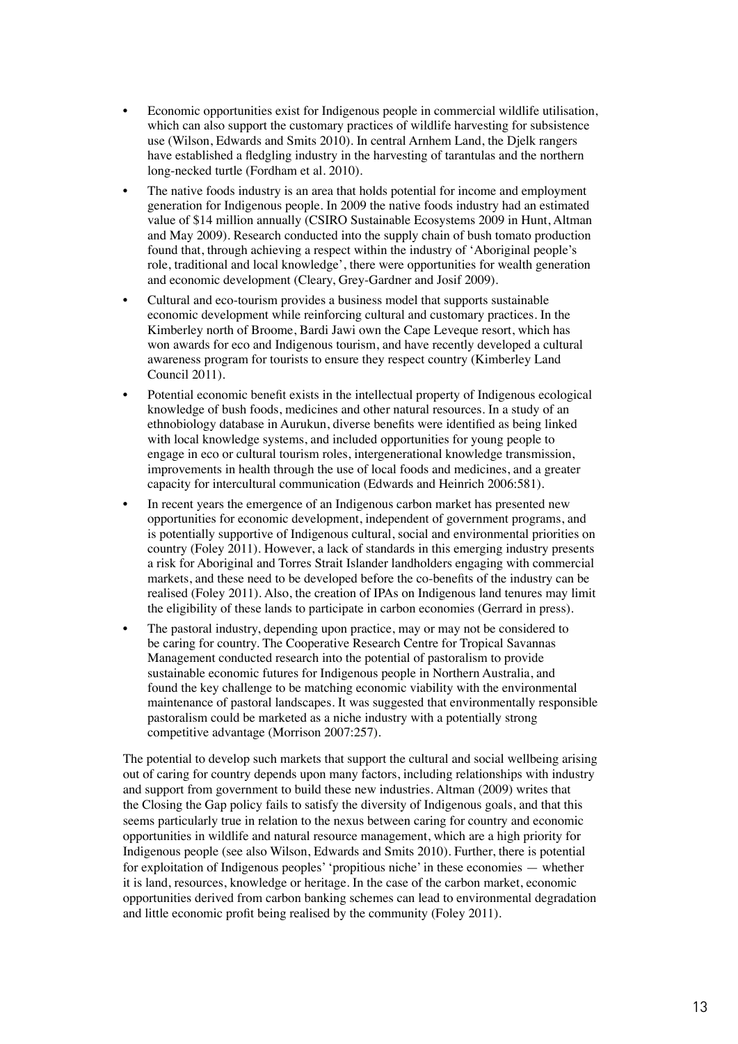- Economic opportunities exist for Indigenous people in commercial wildlife utilisation, which can also support the customary practices of wildlife harvesting for subsistence use (Wilson, Edwards and Smits 2010). In central Arnhem Land, the Djelk rangers have established a fledgling industry in the harvesting of tarantulas and the northern long-necked turtle (Fordham et al. 2010).
- The native foods industry is an area that holds potential for income and employment generation for Indigenous people. In 2009 the native foods industry had an estimated value of $14 million annually (CSIRO Sustainable Ecosystems 2009 in Hunt, Altman and May 2009). Research conducted into the supply chain of bush tomato production found that, through achieving a respect within the industry of 'Aboriginal people's role, traditional and local knowledge', there were opportunities for wealth generation and economic development (Cleary, Grey-Gardner and Josif 2009).
- Cultural and eco-tourism provides a business model that supports sustainable economic development while reinforcing cultural and customary practices. In the Kimberley north of Broome, Bardi Jawi own the Cape Leveque resort, which has won awards for eco and Indigenous tourism, and have recently developed a cultural awareness program for tourists to ensure they respect country (Kimberley Land Council 2011).
- Potential economic benefit exists in the intellectual property of Indigenous ecological knowledge of bush foods, medicines and other natural resources. In a study of an ethnobiology database in Aurukun, diverse benefits were identified as being linked with local knowledge systems, and included opportunities for young people to engage in eco or cultural tourism roles, intergenerational knowledge transmission, improvements in health through the use of local foods and medicines, and a greater capacity for intercultural communication (Edwards and Heinrich 2006:581).
- In recent years the emergence of an Indigenous carbon market has presented new opportunities for economic development, independent of government programs, and is potentially supportive of Indigenous cultural, social and environmental priorities on country (Foley 2011). However, a lack of standards in this emerging industry presents a risk for Aboriginal and Torres Strait Islander landholders engaging with commercial markets, and these need to be developed before the co-benefits of the industry can be realised (Foley 2011). Also, the creation of IPAs on Indigenous land tenures may limit the eligibility of these lands to participate in carbon economies (Gerrard in press).
- The pastoral industry, depending upon practice, may or may not be considered to be caring for country. The Cooperative Research Centre for Tropical Savannas Management conducted research into the potential of pastoralism to provide sustainable economic futures for Indigenous people in Northern Australia, and found the key challenge to be matching economic viability with the environmental maintenance of pastoral landscapes. It was suggested that environmentally responsible pastoralism could be marketed as a niche industry with a potentially strong competitive advantage (Morrison 2007:257).

The potential to develop such markets that support the cultural and social wellbeing arising out of caring for country depends upon many factors, including relationships with industry and support from government to build these new industries. Altman (2009) writes that the Closing the Gap policy fails to satisfy the diversity of Indigenous goals, and that this seems particularly true in relation to the nexus between caring for country and economic opportunities in wildlife and natural resource management, which are a high priority for Indigenous people (see also Wilson, Edwards and Smits 2010). Further, there is potential for exploitation of Indigenous peoples' 'propitious niche' in these economies — whether it is land, resources, knowledge or heritage. In the case of the carbon market, economic opportunities derived from carbon banking schemes can lead to environmental degradation and little economic profit being realised by the community (Foley 2011).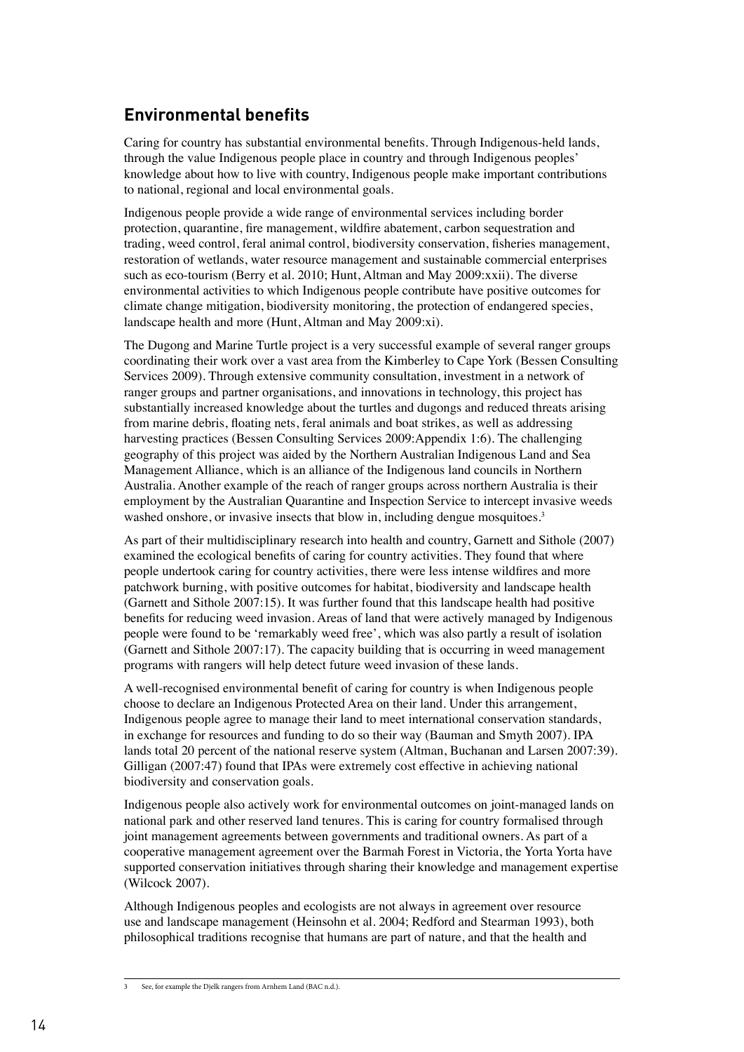## Environmental benefits

Caring for country has substantial environmental benefits. Through Indigenous-held lands, through the value Indigenous people place in country and through Indigenous peoples' knowledge about how to live with country, Indigenous people make important contributions to national, regional and local environmental goals.

Indigenous people provide a wide range of environmental services including border protection, quarantine, fire management, wildfire abatement, carbon sequestration and trading, weed control, feral animal control, biodiversity conservation, fisheries management, restoration of wetlands, water resource management and sustainable commercial enterprises such as eco-tourism (Berry et al. 2010; Hunt, Altman and May 2009:xxii). The diverse environmental activities to which Indigenous people contribute have positive outcomes for climate change mitigation, biodiversity monitoring, the protection of endangered species, landscape health and more (Hunt, Altman and May 2009:xi).

The Dugong and Marine Turtle project is a very successful example of several ranger groups coordinating their work over a vast area from the Kimberley to Cape York (Bessen Consulting Services 2009). Through extensive community consultation, investment in a network of ranger groups and partner organisations, and innovations in technology, this project has substantially increased knowledge about the turtles and dugongs and reduced threats arising from marine debris, floating nets, feral animals and boat strikes, as well as addressing harvesting practices (Bessen Consulting Services 2009:Appendix 1:6). The challenging geography of this project was aided by the Northern Australian Indigenous Land and Sea Management Alliance, which is an alliance of the Indigenous land councils in Northern Australia. Another example of the reach of ranger groups across northern Australia is their employment by the Australian Quarantine and Inspection Service to intercept invasive weeds washed onshore, or invasive insects that blow in, including dengue mosquitoes.[3]

As part of their multidisciplinary research into health and country, Garnett and Sithole (2007) examined the ecological benefits of caring for country activities. They found that where people undertook caring for country activities, there were less intense wildfires and more patchwork burning, with positive outcomes for habitat, biodiversity and landscape health (Garnett and Sithole 2007:15). It was further found that this landscape health had positive benefits for reducing weed invasion. Areas of land that were actively managed by Indigenous people were found to be 'remarkably weed free', which was also partly a result of isolation (Garnett and Sithole 2007:17). The capacity building that is occurring in weed management programs with rangers will help detect future weed invasion of these lands.

A well-recognised environmental benefit of caring for country is when Indigenous people choose to declare an Indigenous Protected Area on their land. Under this arrangement, Indigenous people agree to manage their land to meet international conservation standards, in exchange for resources and funding to do so their way (Bauman and Smyth 2007). IPA lands total 20 percent of the national reserve system (Altman, Buchanan and Larsen 2007:39). Gilligan (2007:47) found that IPAs were extremely cost effective in achieving national biodiversity and conservation goals.

Indigenous people also actively work for environmental outcomes on joint-managed lands on national park and other reserved land tenures. This is caring for country formalised through joint management agreements between governments and traditional owners. As part of a cooperative management agreement over the Barmah Forest in Victoria, the Yorta Yorta have supported conservation initiatives through sharing their knowledge and management expertise (Wilcock 2007).

Although Indigenous peoples and ecologists are not always in agreement over resource use and landscape management (Heinsohn et al. 2004; Redford and Stearman 1993), both philosophical traditions recognise that humans are part of nature, and that the health and

3 See, for example the Djelk rangers from Arnhem Land (BAC n.d.).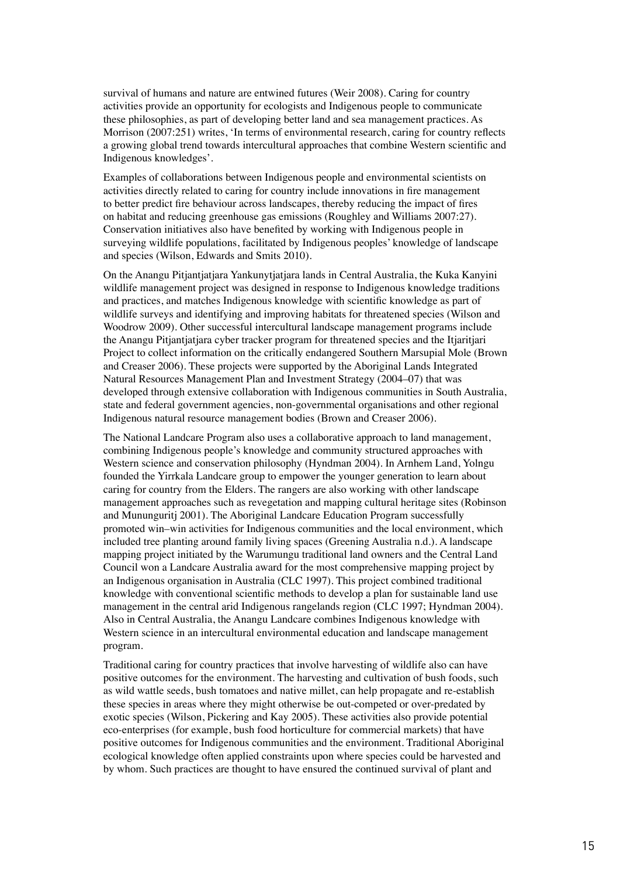survival of humans and nature are entwined futures (Weir 2008). Caring for country activities provide an opportunity for ecologists and Indigenous people to communicate these philosophies, as part of developing better land and sea management practices. As Morrison (2007:251) writes, 'In terms of environmental research, caring for country reflects a growing global trend towards intercultural approaches that combine Western scientific and Indigenous knowledges'.

Examples of collaborations between Indigenous people and environmental scientists on activities directly related to caring for country include innovations in fire management to better predict fire behaviour across landscapes, thereby reducing the impact of fires on habitat and reducing greenhouse gas emissions (Roughley and Williams 2007:27). Conservation initiatives also have benefited by working with Indigenous people in surveying wildlife populations, facilitated by Indigenous peoples' knowledge of landscape and species (Wilson, Edwards and Smits 2010).

On the Anangu Pitjantjatjara Yankunytjatjara lands in Central Australia, the Kuka Kanyini wildlife management project was designed in response to Indigenous knowledge traditions and practices, and matches Indigenous knowledge with scientific knowledge as part of wildlife surveys and identifying and improving habitats for threatened species (Wilson and Woodrow 2009). Other successful intercultural landscape management programs include the Anangu Pitjantjatjara cyber tracker program for threatened species and the Itjaritjari Project to collect information on the critically endangered Southern Marsupial Mole (Brown and Creaser 2006). These projects were supported by the Aboriginal Lands Integrated Natural Resources Management Plan and Investment Strategy (2004–07) that was developed through extensive collaboration with Indigenous communities in South Australia, state and federal government agencies, non-governmental organisations and other regional Indigenous natural resource management bodies (Brown and Creaser 2006).

The National Landcare Program also uses a collaborative approach to land management, combining Indigenous people's knowledge and community structured approaches with Western science and conservation philosophy (Hyndman 2004). In Arnhem Land, Yolngu founded the Yirrkala Landcare group to empower the younger generation to learn about caring for country from the Elders. The rangers are also working with other landscape management approaches such as revegetation and mapping cultural heritage sites (Robinson and Mununguritj 2001). The Aboriginal Landcare Education Program successfully promoted win–win activities for Indigenous communities and the local environment, which included tree planting around family living spaces (Greening Australia n.d.). A landscape mapping project initiated by the Warumungu traditional land owners and the Central Land Council won a Landcare Australia award for the most comprehensive mapping project by an Indigenous organisation in Australia (CLC 1997). This project combined traditional knowledge with conventional scientific methods to develop a plan for sustainable land use management in the central arid Indigenous rangelands region (CLC 1997; Hyndman 2004). Also in Central Australia, the Anangu Landcare combines Indigenous knowledge with Western science in an intercultural environmental education and landscape management program.

Traditional caring for country practices that involve harvesting of wildlife also can have positive outcomes for the environment. The harvesting and cultivation of bush foods, such as wild wattle seeds, bush tomatoes and native millet, can help propagate and re-establish these species in areas where they might otherwise be out-competed or over-predated by exotic species (Wilson, Pickering and Kay 2005). These activities also provide potential eco-enterprises (for example, bush food horticulture for commercial markets) that have positive outcomes for Indigenous communities and the environment. Traditional Aboriginal ecological knowledge often applied constraints upon where species could be harvested and by whom. Such practices are thought to have ensured the continued survival of plant and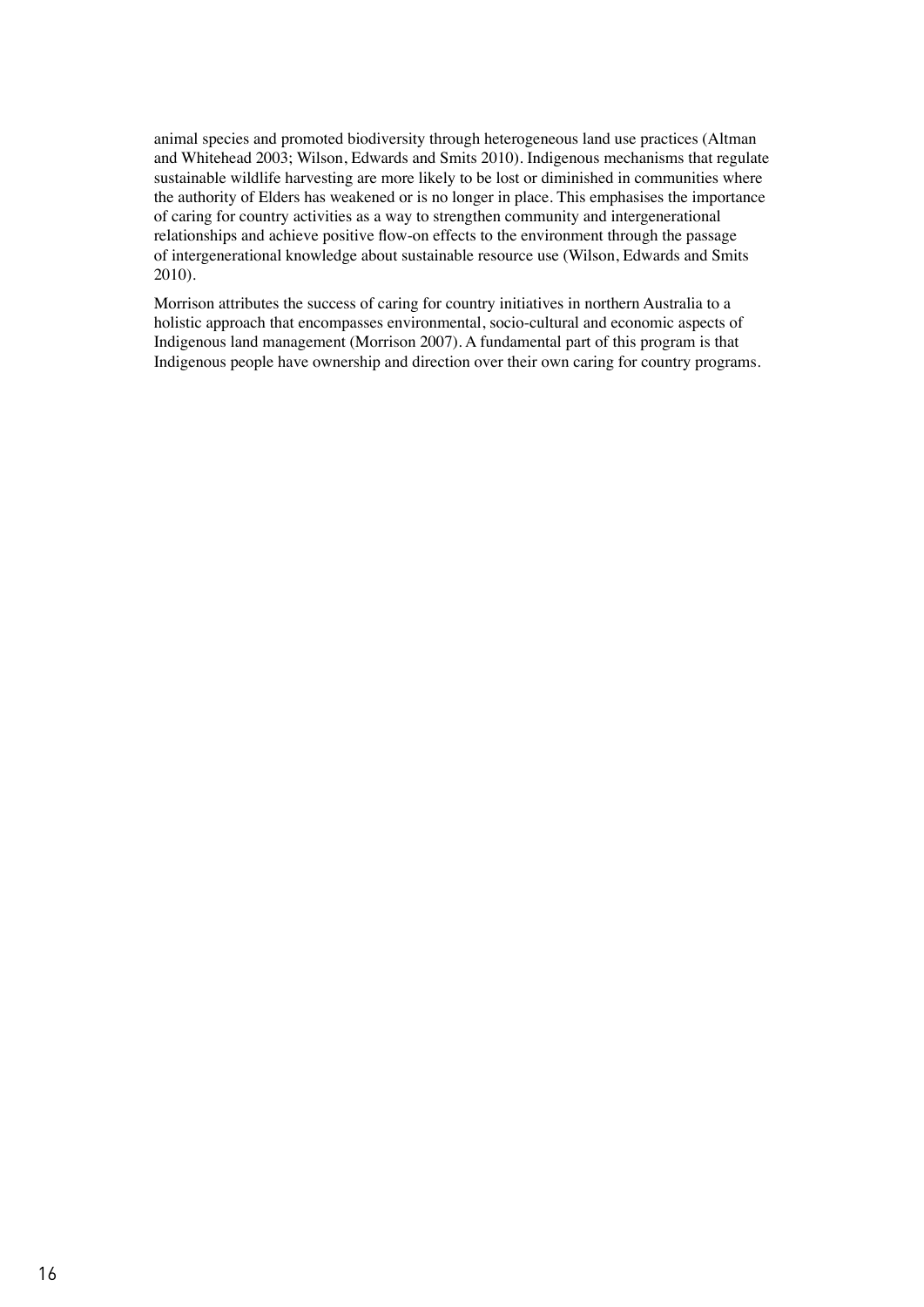animal species and promoted biodiversity through heterogeneous land use practices (Altman and Whitehead 2003; Wilson, Edwards and Smits 2010). Indigenous mechanisms that regulate sustainable wildlife harvesting are more likely to be lost or diminished in communities where the authority of Elders has weakened or is no longer in place. This emphasises the importance of caring for country activities as a way to strengthen community and intergenerational relationships and achieve positive flow-on effects to the environment through the passage of intergenerational knowledge about sustainable resource use (Wilson, Edwards and Smits 2010).

Morrison attributes the success of caring for country initiatives in northern Australia to a holistic approach that encompasses environmental, socio-cultural and economic aspects of Indigenous land management (Morrison 2007). A fundamental part of this program is that Indigenous people have ownership and direction over their own caring for country programs.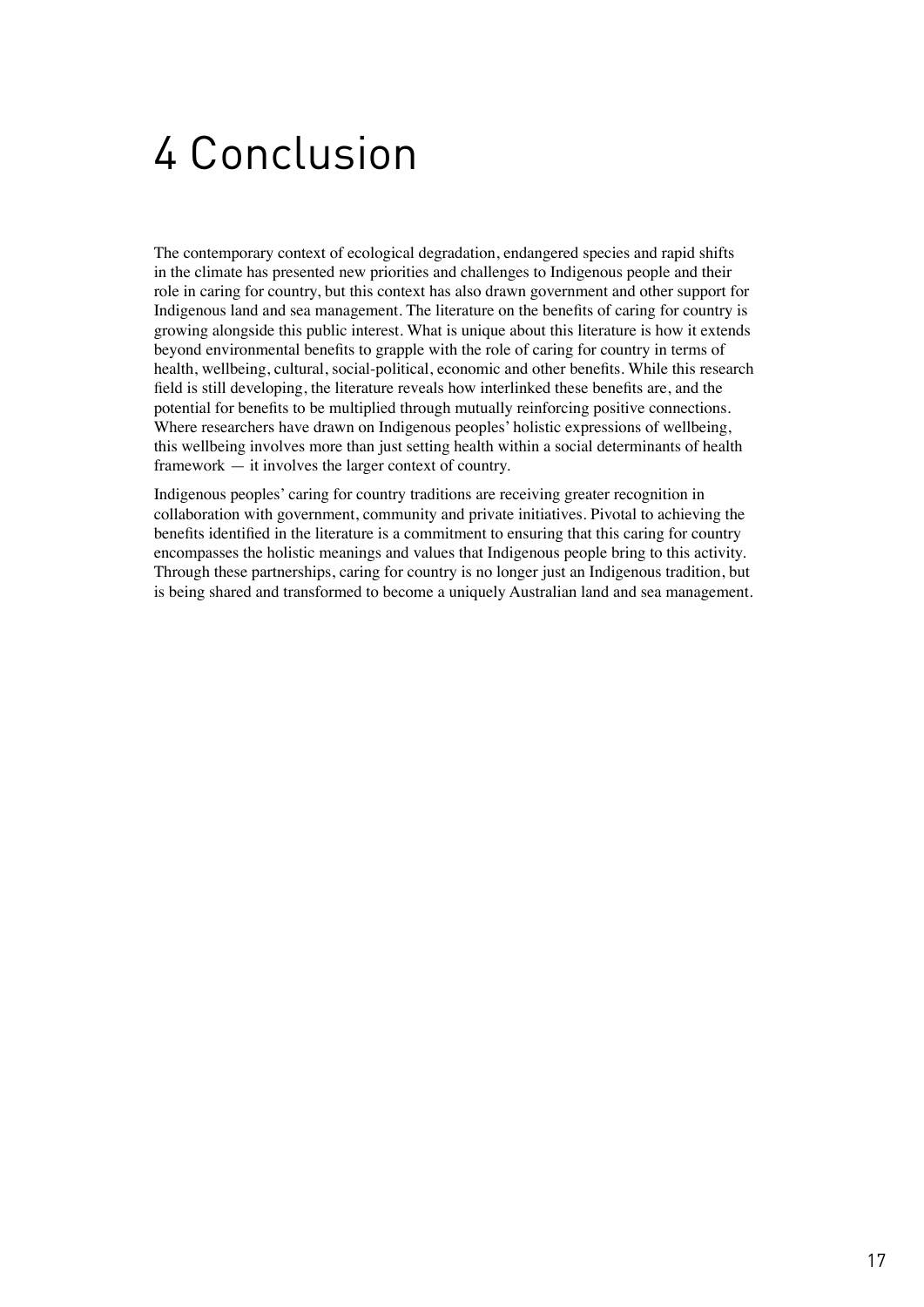# 4 Conclusion

The contemporary context of ecological degradation, endangered species and rapid shifts in the climate has presented new priorities and challenges to Indigenous people and their role in caring for country, but this context has also drawn government and other support for Indigenous land and sea management. The literature on the benefits of caring for country is growing alongside this public interest. What is unique about this literature is how it extends beyond environmental benefits to grapple with the role of caring for country in terms of health, wellbeing, cultural, social-political, economic and other benefits. While this research field is still developing, the literature reveals how interlinked these benefits are, and the potential for benefits to be multiplied through mutually reinforcing positive connections. Where researchers have drawn on Indigenous peoples' holistic expressions of wellbeing, this wellbeing involves more than just setting health within a social determinants of health framework — it involves the larger context of country.

Indigenous peoples' caring for country traditions are receiving greater recognition in collaboration with government, community and private initiatives. Pivotal to achieving the benefits identified in the literature is a commitment to ensuring that this caring for country encompasses the holistic meanings and values that Indigenous people bring to this activity. Through these partnerships, caring for country is no longer just an Indigenous tradition, but is being shared and transformed to become a uniquely Australian land and sea management.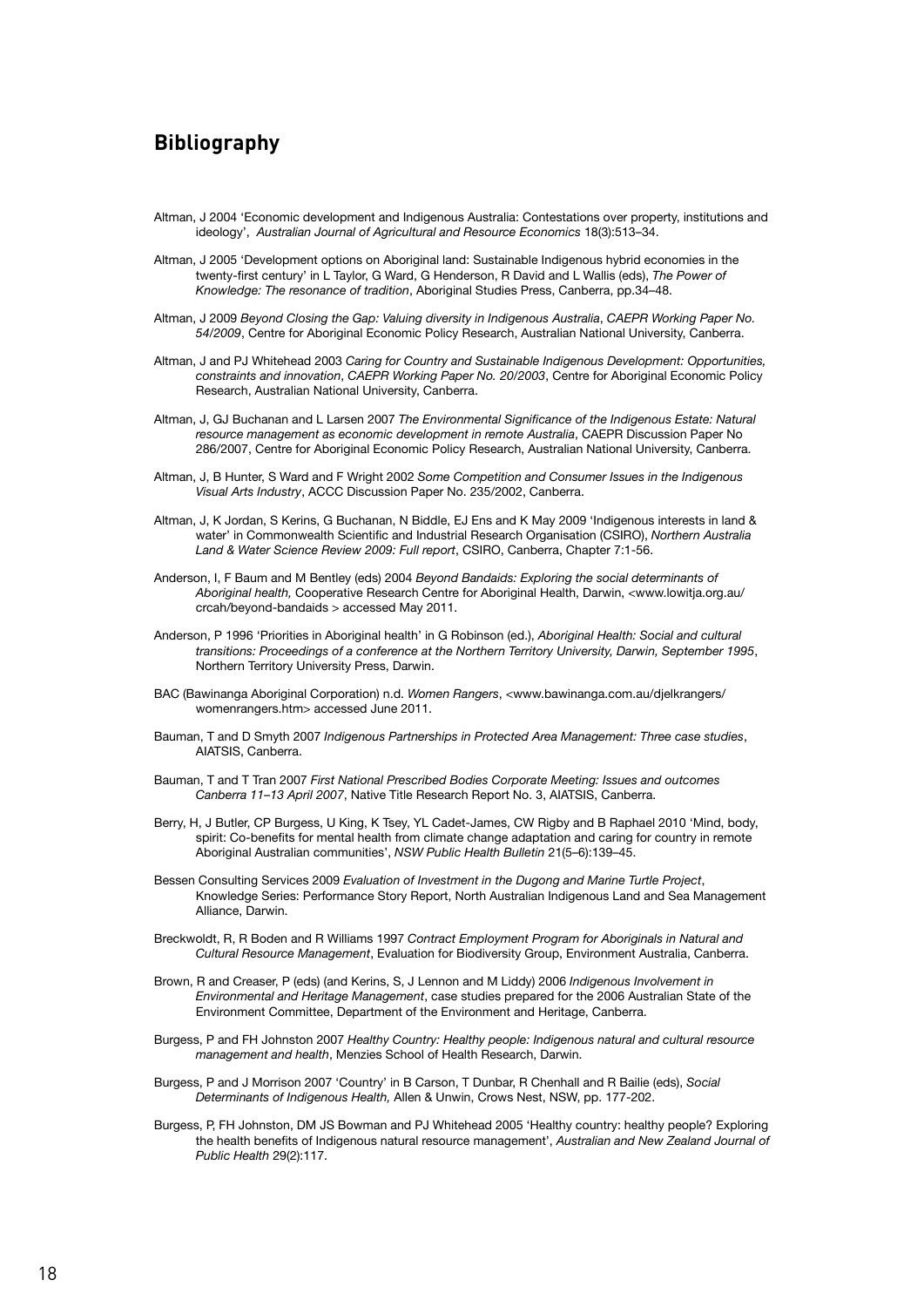## Bibliography

Altman, J 2004 'Economic development and Indigenous Australia: Contestations over property, institutions and ideology', *Australian Journal of Agricultural and Resource Economics* 18(3):513–34.

Altman, J 2005 'Development options on Aboriginal land: Sustainable Indigenous hybrid economies in the twenty-first century' in L Taylor, G Ward, G Henderson, R David and L Wallis (eds), *The Power of Knowledge: The resonance of tradition*, Aboriginal Studies Press, Canberra, pp.34–48.

Altman, J 2009 *Beyond Closing the Gap: Valuing diversity in Indigenous Australia*, *CAEPR Working Paper No. 54/2009*, Centre for Aboriginal Economic Policy Research, Australian National University, Canberra.

Altman, J and PJ Whitehead 2003 *Caring for Country and Sustainable Indigenous Development: Opportunities, constraints and innovation*, *CAEPR Working Paper No. 20/2003*, Centre for Aboriginal Economic Policy Research, Australian National University, Canberra.

Altman, J, GJ Buchanan and L Larsen 2007 *The Environmental Significance of the Indigenous Estate: Natural resource management as economic development in remote Australia*, CAEPR Discussion Paper No 286/2007, Centre for Aboriginal Economic Policy Research, Australian National University, Canberra.

Altman, J, B Hunter, S Ward and F Wright 2002 *Some Competition and Consumer Issues in the Indigenous Visual Arts Industry*, ACCC Discussion Paper No. 235/2002, Canberra.

Altman, J, K Jordan, S Kerins, G Buchanan, N Biddle, EJ Ens and K May 2009 'Indigenous interests in land & water' in Commonwealth Scientific and Industrial Research Organisation (CSIRO), *Northern Australia Land & Water Science Review 2009: Full report*, CSIRO, Canberra, Chapter 7:1-56.

Anderson, I, F Baum and M Bentley (eds) 2004 *Beyond Bandaids: Exploring the social determinants of Aboriginal health,* Cooperative Research Centre for Aboriginal Health, Darwin, <www.lowitja.org.au/crcah/beyond-bandaids > accessed May 2011.

Anderson, P 1996 'Priorities in Aboriginal health' in G Robinson (ed.), *Aboriginal Health: Social and cultural transitions: Proceedings of a conference at the Northern Territory University, Darwin, September 1995*, Northern Territory University Press, Darwin.

BAC (Bawinanga Aboriginal Corporation) n.d. *Women Rangers*, <www.bawinanga.com.au/djelkrangers/womenrangers.htm> accessed June 2011.

Bauman, T and D Smyth 2007 *Indigenous Partnerships in Protected Area Management: Three case studies*, AIATSIS, Canberra.

Bauman, T and T Tran 2007 *First National Prescribed Bodies Corporate Meeting: Issues and outcomes Canberra 11–13 April 2007*, Native Title Research Report No. 3, AIATSIS, Canberra.

Berry, H, J Butler, CP Burgess, U King, K Tsey, YL Cadet-James, CW Rigby and B Raphael 2010 'Mind, body, spirit: Co-benefits for mental health from climate change adaptation and caring for country in remote Aboriginal Australian communities', *NSW Public Health Bulletin* 21(5–6):139–45.

Bessen Consulting Services 2009 *Evaluation of Investment in the Dugong and Marine Turtle Project*, Knowledge Series: Performance Story Report, North Australian Indigenous Land and Sea Management Alliance, Darwin.

Breckwoldt, R, R Boden and R Williams 1997 *Contract Employment Program for Aboriginals in Natural and Cultural Resource Management*, Evaluation for Biodiversity Group, Environment Australia, Canberra.

Brown, R and Creaser, P (eds) (and Kerins, S, J Lennon and M Liddy) 2006 *Indigenous Involvement in Environmental and Heritage Management*, case studies prepared for the 2006 Australian State of the Environment Committee, Department of the Environment and Heritage, Canberra.

Burgess, P and FH Johnston 2007 *Healthy Country: Healthy people: Indigenous natural and cultural resource management and health*, Menzies School of Health Research, Darwin.

Burgess, P and J Morrison 2007 'Country' in B Carson, T Dunbar, R Chenhall and R Bailie (eds), *Social Determinants of Indigenous Health,* Allen & Unwin, Crows Nest, NSW, pp. 177-202.

Burgess, P, FH Johnston, DM JS Bowman and PJ Whitehead 2005 'Healthy country: healthy people? Exploring the health benefits of Indigenous natural resource management', *Australian and New Zealand Journal of Public Health* 29(2):117.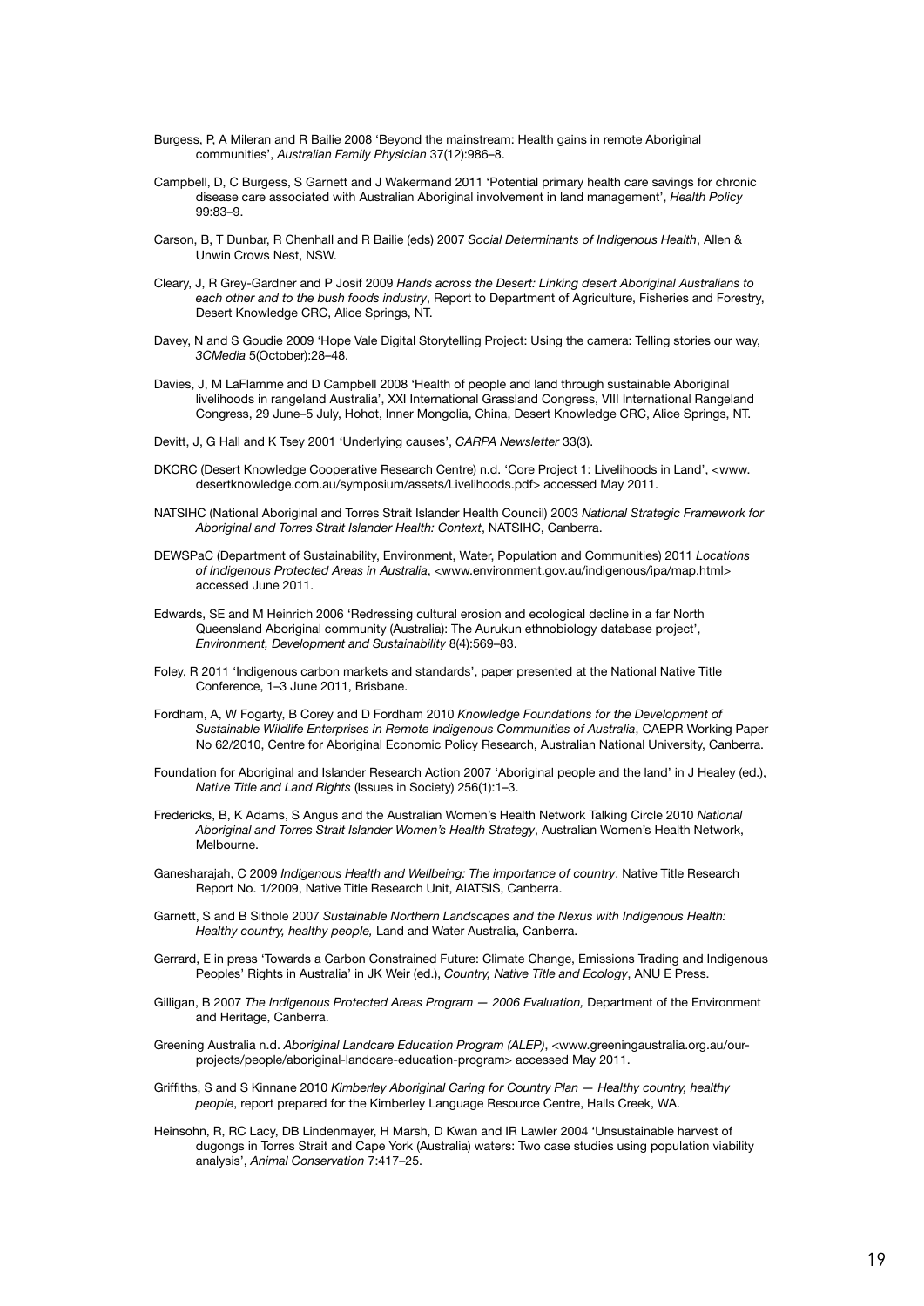Burgess, P, A Mileran and R Bailie 2008 'Beyond the mainstream: Health gains in remote Aboriginal communities', *Australian Family Physician* 37(12):986–8.

Campbell, D, C Burgess, S Garnett and J Wakermand 2011 'Potential primary health care savings for chronic disease care associated with Australian Aboriginal involvement in land management', *Health Policy* 99:83–9.

Carson, B, T Dunbar, R Chenhall and R Bailie (eds) 2007 *Social Determinants of Indigenous Health*, Allen & Unwin Crows Nest, NSW.

Cleary, J, R Grey-Gardner and P Josif 2009 *Hands across the Desert: Linking desert Aboriginal Australians to each other and to the bush foods industry*, Report to Department of Agriculture, Fisheries and Forestry, Desert Knowledge CRC, Alice Springs, NT.

Davey, N and S Goudie 2009 'Hope Vale Digital Storytelling Project: Using the camera: Telling stories our way, *3CMedia* 5(October):28–48.

Davies, J, M LaFlamme and D Campbell 2008 'Health of people and land through sustainable Aboriginal livelihoods in rangeland Australia', XXI International Grassland Congress, VIII International Rangeland Congress, 29 June–5 July, Hohot, Inner Mongolia, China, Desert Knowledge CRC, Alice Springs, NT.

Devitt, J, G Hall and K Tsey 2001 'Underlying causes', *CARPA Newsletter* 33(3).

DKCRC (Desert Knowledge Cooperative Research Centre) n.d. 'Core Project 1: Livelihoods in Land', <www.desertknowledge.com.au/symposium/assets/Livelihoods.pdf> accessed May 2011.

NATSIHC (National Aboriginal and Torres Strait Islander Health Council) 2003 *National Strategic Framework for Aboriginal and Torres Strait Islander Health: Context*, NATSIHC, Canberra.

DEWSPaC (Department of Sustainability, Environment, Water, Population and Communities) 2011 *Locations of Indigenous Protected Areas in Australia*, <www.environment.gov.au/indigenous/ipa/map.html> accessed June 2011.

Edwards, SE and M Heinrich 2006 'Redressing cultural erosion and ecological decline in a far North Queensland Aboriginal community (Australia): The Aurukun ethnobiology database project', *Environment, Development and Sustainability* 8(4):569–83.

Foley, R 2011 'Indigenous carbon markets and standards', paper presented at the National Native Title Conference, 1–3 June 2011, Brisbane.

Fordham, A, W Fogarty, B Corey and D Fordham 2010 *Knowledge Foundations for the Development of Sustainable Wildlife Enterprises in Remote Indigenous Communities of Australia*, CAEPR Working Paper No 62/2010, Centre for Aboriginal Economic Policy Research, Australian National University, Canberra.

Foundation for Aboriginal and Islander Research Action 2007 'Aboriginal people and the land' in J Healey (ed.), *Native Title and Land Rights* (Issues in Society) 256(1):1–3.

Fredericks, B, K Adams, S Angus and the Australian Women's Health Network Talking Circle 2010 *National Aboriginal and Torres Strait Islander Women's Health Strategy*, Australian Women's Health Network, Melbourne.

Ganesharajah, C 2009 *Indigenous Health and Wellbeing: The importance of country*, Native Title Research Report No. 1/2009, Native Title Research Unit, AIATSIS, Canberra.

Garnett, S and B Sithole 2007 *Sustainable Northern Landscapes and the Nexus with Indigenous Health: Healthy country, healthy people,* Land and Water Australia, Canberra.

Gerrard, E in press 'Towards a Carbon Constrained Future: Climate Change, Emissions Trading and Indigenous Peoples' Rights in Australia' in JK Weir (ed.), *Country, Native Title and Ecology*, ANU E Press.

Gilligan, B 2007 *The Indigenous Protected Areas Program — 2006 Evaluation,* Department of the Environment and Heritage, Canberra.

Greening Australia n.d. *Aboriginal Landcare Education Program (ALEP)*, <www.greeningaustralia.org.au/our-projects/people/aboriginal-landcare-education-program> accessed May 2011.

Griffiths, S and S Kinnane 2010 *Kimberley Aboriginal Caring for Country Plan — Healthy country, healthy people*, report prepared for the Kimberley Language Resource Centre, Halls Creek, WA.

Heinsohn, R, RC Lacy, DB Lindenmayer, H Marsh, D Kwan and IR Lawler 2004 'Unsustainable harvest of dugongs in Torres Strait and Cape York (Australia) waters: Two case studies using population viability analysis', *Animal Conservation* 7:417–25.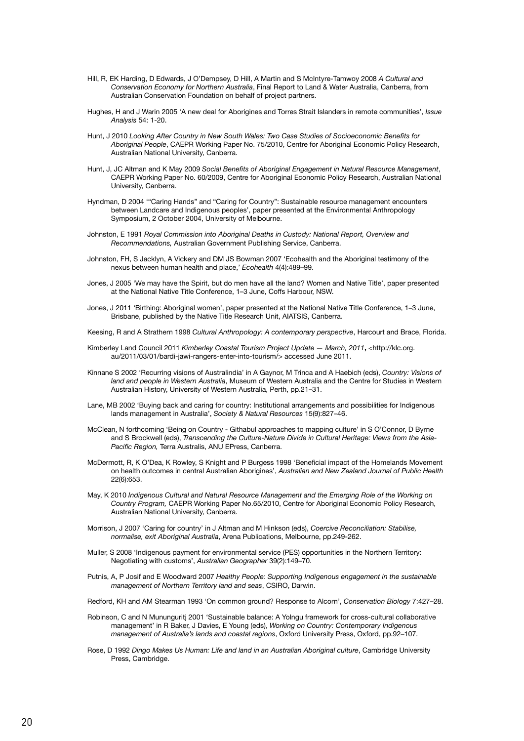Hill, R, EK Harding, D Edwards, J O'Dempsey, D Hill, A Martin and S McIntyre-Tamwoy 2008 *A Cultural and Conservation Economy for Northern Australia*, Final Report to Land & Water Australia, Canberra, from Australian Conservation Foundation on behalf of project partners.

Hughes, H and J Warin 2005 'A new deal for Aborigines and Torres Strait Islanders in remote communities', *Issue Analysis* 54: 1-20.

Hunt, J 2010 *Looking After Country in New South Wales: Two Case Studies of Socioeconomic Benefits for Aboriginal People*, CAEPR Working Paper No. 75/2010, Centre for Aboriginal Economic Policy Research, Australian National University, Canberra.

Hunt, J, JC Altman and K May 2009 *Social Benefits of Aboriginal Engagement in Natural Resource Management*, CAEPR Working Paper No. 60/2009, Centre for Aboriginal Economic Policy Research, Australian National University, Canberra.

Hyndman, D 2004 '"Caring Hands" and "Caring for Country": Sustainable resource management encounters between Landcare and Indigenous peoples', paper presented at the Environmental Anthropology Symposium, 2 October 2004, University of Melbourne.

Johnston, E 1991 *Royal Commission into Aboriginal Deaths in Custody: National Report, Overview and Recommendations,* Australian Government Publishing Service, Canberra.

Johnston, FH, S Jacklyn, A Vickery and DM JS Bowman 2007 'Ecohealth and the Aboriginal testimony of the nexus between human health and place,' *Ecohealth* 4(4):489–99.

Jones, J 2005 'We may have the Spirit, but do men have all the land? Women and Native Title', paper presented at the National Native Title Conference, 1–3 June, Coffs Harbour, NSW.

Jones, J 2011 'Birthing: Aboriginal women', paper presented at the National Native Title Conference, 1–3 June, Brisbane, published by the Native Title Research Unit, AIATSIS, Canberra.

Keesing, R and A Strathern 1998 *Cultural Anthropology: A contemporary perspective*, Harcourt and Brace, Florida.

Kimberley Land Council 2011 *Kimberley Coastal Tourism Project Update — March, 2011*, <http://klc.org.au/2011/03/01/bardi-jawi-rangers-enter-into-tourism/> accessed June 2011.

Kinnane S 2002 'Recurring visions of Australindia' in A Gaynor, M Trinca and A Haebich (eds), *Country: Visions of land and people in Western Australia*, Museum of Western Australia and the Centre for Studies in Western Australian History, University of Western Australia, Perth, pp.21–31.

Lane, MB 2002 'Buying back and caring for country: Institutional arrangements and possibilities for Indigenous lands management in Australia', *Society & Natural Resources* 15(9):827–46.

McClean, N forthcoming 'Being on Country - Githabul approaches to mapping culture' in S O'Connor, D Byrne and S Brockwell (eds), *Transcending the Culture-Nature Divide in Cultural Heritage: Views from the Asia-Pacific Region,* Terra Australis, ANU EPress, Canberra.

McDermott, R, K O'Dea, K Rowley, S Knight and P Burgess 1998 'Beneficial impact of the Homelands Movement on health outcomes in central Australian Aborigines', *Australian and New Zealand Journal of Public Health* 22(6):653.

May, K 2010 *Indigenous Cultural and Natural Resource Management and the Emerging Role of the Working on Country Program,* CAEPR Working Paper No.65/2010, Centre for Aboriginal Economic Policy Research, Australian National University, Canberra.

Morrison, J 2007 'Caring for country' in J Altman and M Hinkson (eds), *Coercive Reconciliation: Stabilise, normalise, exit Aboriginal Australia*, Arena Publications, Melbourne, pp.249-262.

Muller, S 2008 'Indigenous payment for environmental service (PES) opportunities in the Northern Territory: Negotiating with customs', *Australian Geographer* 39(2):149–70.

Putnis, A, P Josif and E Woodward 2007 *Healthy People: Supporting Indigenous engagement in the sustainable management of Northern Territory land and seas*, CSIRO, Darwin.

Redford, KH and AM Stearman 1993 'On common ground? Response to Alcorn', *Conservation Biology* 7:427–28.

Robinson, C and N Mununguritj 2001 'Sustainable balance: A Yolngu framework for cross-cultural collaborative management' in R Baker, J Davies, E Young (eds), *Working on Country: Contemporary Indigenous management of Australia's lands and coastal regions*, Oxford University Press, Oxford, pp.92–107.

Rose, D 1992 *Dingo Makes Us Human: Life and land in an Australian Aboriginal culture*, Cambridge University Press, Cambridge.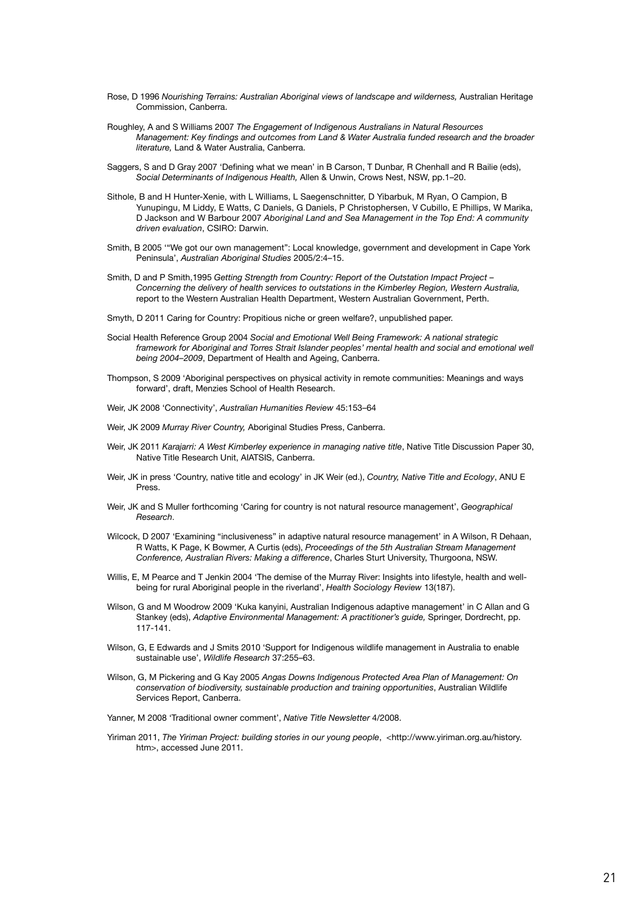Rose, D 1996 *Nourishing Terrains: Australian Aboriginal views of landscape and wilderness,* Australian Heritage Commission, Canberra.

Roughley, A and S Williams 2007 *The Engagement of Indigenous Australians in Natural Resources Management: Key findings and outcomes from Land & Water Australia funded research and the broader literature,* Land & Water Australia, Canberra.

Saggers, S and D Gray 2007 'Defining what we mean' in B Carson, T Dunbar, R Chenhall and R Bailie (eds), *Social Determinants of Indigenous Health,* Allen & Unwin, Crows Nest, NSW, pp.1–20.

Sithole, B and H Hunter-Xenie, with L Williams, L Saegenschnitter, D Yibarbuk, M Ryan, O Campion, B Yunupingu, M Liddy, E Watts, C Daniels, G Daniels, P Christophersen, V Cubillo, E Phillips, W Marika, D Jackson and W Barbour 2007 *Aboriginal Land and Sea Management in the Top End: A community driven evaluation*, CSIRO: Darwin.

Smith, B 2005 '"We got our own management": Local knowledge, government and development in Cape York Peninsula', *Australian Aboriginal Studies* 2005/2:4–15.

Smith, D and P Smith,1995 *Getting Strength from Country: Report of the Outstation Impact Project – Concerning the delivery of health services to outstations in the Kimberley Region, Western Australia,* report to the Western Australian Health Department, Western Australian Government, Perth.

Smyth, D 2011 Caring for Country: Propitious niche or green welfare?, unpublished paper.

Social Health Reference Group 2004 *Social and Emotional Well Being Framework: A national strategic framework for Aboriginal and Torres Strait Islander peoples' mental health and social and emotional well being 2004–2009*, Department of Health and Ageing, Canberra.

Thompson, S 2009 'Aboriginal perspectives on physical activity in remote communities: Meanings and ways forward', draft, Menzies School of Health Research.

Weir, JK 2008 'Connectivity', *Australian Humanities Review* 45:153–64

Weir, JK 2009 *Murray River Country,* Aboriginal Studies Press, Canberra.

Weir, JK 2011 *Karajarri: A West Kimberley experience in managing native title*, Native Title Discussion Paper 30, Native Title Research Unit, AIATSIS, Canberra.

Weir, JK in press 'Country, native title and ecology' in JK Weir (ed.), *Country, Native Title and Ecology*, ANU E Press.

Weir, JK and S Muller forthcoming 'Caring for country is not natural resource management', *Geographical Research*.

Wilcock, D 2007 'Examining "inclusiveness" in adaptive natural resource management' in A Wilson, R Dehaan, R Watts, K Page, K Bowmer, A Curtis (eds), *Proceedings of the 5th Australian Stream Management Conference, Australian Rivers: Making a difference*, Charles Sturt University, Thurgoona, NSW.

Willis, E, M Pearce and T Jenkin 2004 'The demise of the Murray River: Insights into lifestyle, health and well-being for rural Aboriginal people in the riverland', *Health Sociology Review* 13(187).

Wilson, G and M Woodrow 2009 'Kuka kanyini, Australian Indigenous adaptive management' in C Allan and G Stankey (eds), *Adaptive Environmental Management: A practitioner's guide,* Springer, Dordrecht, pp. 117-141.

Wilson, G, E Edwards and J Smits 2010 'Support for Indigenous wildlife management in Australia to enable sustainable use', *Wildlife Research* 37:255–63.

Wilson, G, M Pickering and G Kay 2005 *Angas Downs Indigenous Protected Area Plan of Management: On conservation of biodiversity, sustainable production and training opportunities*, Australian Wildlife Services Report, Canberra.

Yanner, M 2008 'Traditional owner comment', *Native Title Newsletter* 4/2008.

Yiriman 2011, *The Yiriman Project: building stories in our young people*, <http://www.yiriman.org.au/history.htm>, accessed June 2011.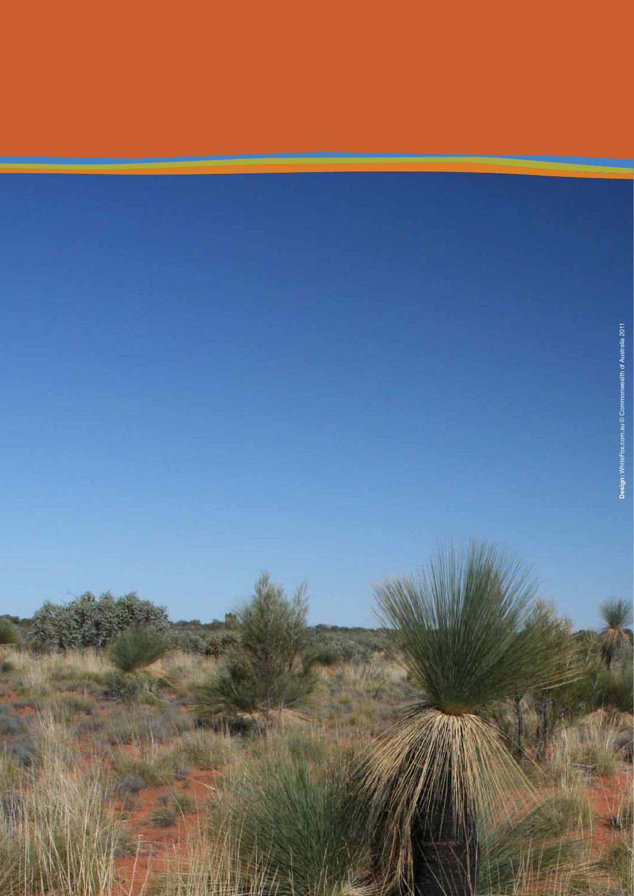**Design:** WhiteFox.com.au © Commonwealth of Australia 2011